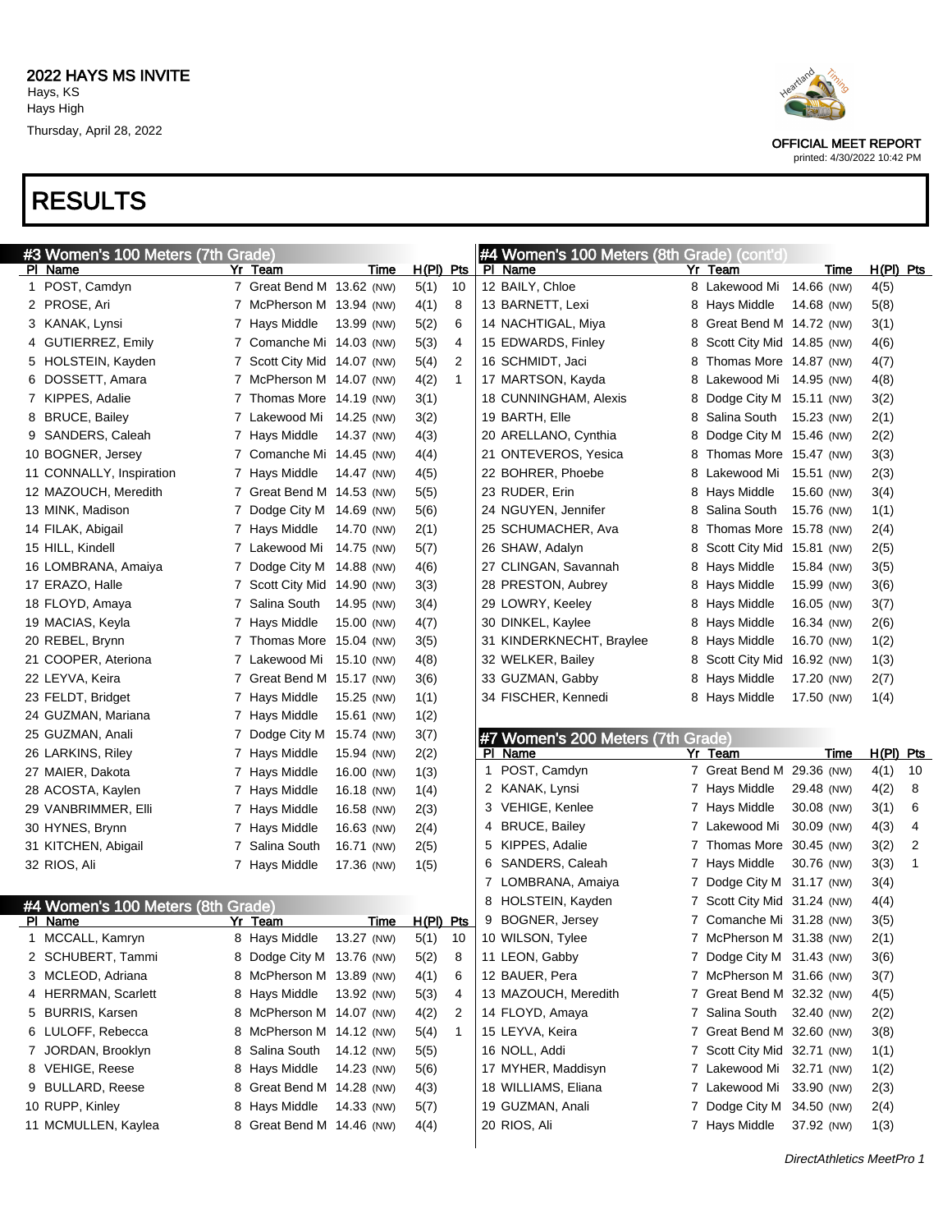## 2022 HAYS MS INVITE

Hays, KS
Hays High
Thursday, April 28, 2022

OFFICIAL MEET REPORT
printed: 4/30/2022 10:42 PM

# RESULTS

### #3 Women's 100 Meters (7th Grade)

| Pl | Name | Yr | Team | Time | | H(Pl) | Pts |
|---|---|---|---|---|---|---|---|
| 1 | POST, Camdyn | 7 | Great Bend M | 13.62 | (NW) | 5(1) | 10 |
| 2 | PROSE, Ari | 7 | McPherson M | 13.94 | (NW) | 4(1) | 8 |
| 3 | KANAK, Lynsi | 7 | Hays Middle | 13.99 | (NW) | 5(2) | 6 |
| 4 | GUTIERREZ, Emily | 7 | Comanche Mi | 14.03 | (NW) | 5(3) | 4 |
| 5 | HOLSTEIN, Kayden | 7 | Scott City Mid | 14.07 | (NW) | 5(4) | 2 |
| 6 | DOSSETT, Amara | 7 | McPherson M | 14.07 | (NW) | 4(2) | 1 |
| 7 | KIPPES, Adalie | 7 | Thomas More | 14.19 | (NW) | 3(1) | |
| 8 | BRUCE, Bailey | 7 | Lakewood Mi | 14.25 | (NW) | 3(2) | |
| 9 | SANDERS, Caleah | 7 | Hays Middle | 14.37 | (NW) | 4(3) | |
| 10 | BOGNER, Jersey | 7 | Comanche Mi | 14.45 | (NW) | 4(4) | |
| 11 | CONNALLY, Inspiration | 7 | Hays Middle | 14.47 | (NW) | 4(5) | |
| 12 | MAZOUCH, Meredith | 7 | Great Bend M | 14.53 | (NW) | 5(5) | |
| 13 | MINK, Madison | 7 | Dodge City M | 14.69 | (NW) | 5(6) | |
| 14 | FILAK, Abigail | 7 | Hays Middle | 14.70 | (NW) | 2(1) | |
| 15 | HILL, Kindell | 7 | Lakewood Mi | 14.75 | (NW) | 5(7) | |
| 16 | LOMBRANA, Amaiya | 7 | Dodge City M | 14.88 | (NW) | 4(6) | |
| 17 | ERAZO, Halle | 7 | Scott City Mid | 14.90 | (NW) | 3(3) | |
| 18 | FLOYD, Amaya | 7 | Salina South | 14.95 | (NW) | 3(4) | |
| 19 | MACIAS, Keyla | 7 | Hays Middle | 15.00 | (NW) | 4(7) | |
| 20 | REBEL, Brynn | 7 | Thomas More | 15.04 | (NW) | 3(5) | |
| 21 | COOPER, Ateriona | 7 | Lakewood Mi | 15.10 | (NW) | 4(8) | |
| 22 | LEYVA, Keira | 7 | Great Bend M | 15.17 | (NW) | 3(6) | |
| 23 | FELDT, Bridget | 7 | Hays Middle | 15.25 | (NW) | 1(1) | |
| 24 | GUZMAN, Mariana | 7 | Hays Middle | 15.61 | (NW) | 1(2) | |
| 25 | GUZMAN, Anali | 7 | Dodge City M | 15.74 | (NW) | 3(7) | |
| 26 | LARKINS, Riley | 7 | Hays Middle | 15.94 | (NW) | 2(2) | |
| 27 | MAIER, Dakota | 7 | Hays Middle | 16.00 | (NW) | 1(3) | |
| 28 | ACOSTA, Kaylen | 7 | Hays Middle | 16.18 | (NW) | 1(4) | |
| 29 | VANBRIMMER, Elli | 7 | Hays Middle | 16.58 | (NW) | 2(3) | |
| 30 | HYNES, Brynn | 7 | Hays Middle | 16.63 | (NW) | 2(4) | |
| 31 | KITCHEN, Abigail | 7 | Salina South | 16.71 | (NW) | 2(5) | |
| 32 | RIOS, Ali | 7 | Hays Middle | 17.36 | (NW) | 1(5) | |

### #4 Women's 100 Meters (8th Grade)

| Pl | Name | Yr | Team | Time | | H(Pl) | Pts |
|---|---|---|---|---|---|---|---|
| 1 | MCCALL, Kamryn | 8 | Hays Middle | 13.27 | (NW) | 5(1) | 10 |
| 2 | SCHUBERT, Tammi | 8 | Dodge City M | 13.76 | (NW) | 5(2) | 8 |
| 3 | MCLEOD, Adriana | 8 | McPherson M | 13.89 | (NW) | 4(1) | 6 |
| 4 | HERRMAN, Scarlett | 8 | Hays Middle | 13.92 | (NW) | 5(3) | 4 |
| 5 | BURRIS, Karsen | 8 | McPherson M | 14.07 | (NW) | 4(2) | 2 |
| 6 | LULOFF, Rebecca | 8 | McPherson M | 14.12 | (NW) | 5(4) | 1 |
| 7 | JORDAN, Brooklyn | 8 | Salina South | 14.12 | (NW) | 5(5) | |
| 8 | VEHIGE, Reese | 8 | Hays Middle | 14.23 | (NW) | 5(6) | |
| 9 | BULLARD, Reese | 8 | Great Bend M | 14.28 | (NW) | 4(3) | |
| 10 | RUPP, Kinley | 8 | Hays Middle | 14.33 | (NW) | 5(7) | |
| 11 | MCMULLEN, Kaylea | 8 | Great Bend M | 14.46 | (NW) | 4(4) | |
| 12 | BAILY, Chloe | 8 | Lakewood Mi | 14.66 | (NW) | 4(5) | |
| 13 | BARNETT, Lexi | 8 | Hays Middle | 14.68 | (NW) | 5(8) | |
| 14 | NACHTIGAL, Miya | 8 | Great Bend M | 14.72 | (NW) | 3(1) | |
| 15 | EDWARDS, Finley | 8 | Scott City Mid | 14.85 | (NW) | 4(6) | |
| 16 | SCHMIDT, Jaci | 8 | Thomas More | 14.87 | (NW) | 4(7) | |
| 17 | MARTSON, Kayda | 8 | Lakewood Mi | 14.95 | (NW) | 4(8) | |
| 18 | CUNNINGHAM, Alexis | 8 | Dodge City M | 15.11 | (NW) | 3(2) | |
| 19 | BARTH, Elle | 8 | Salina South | 15.23 | (NW) | 2(1) | |
| 20 | ARELLANO, Cynthia | 8 | Dodge City M | 15.46 | (NW) | 2(2) | |
| 21 | ONTEVEROS, Yesica | 8 | Thomas More | 15.47 | (NW) | 3(3) | |
| 22 | BOHRER, Phoebe | 8 | Lakewood Mi | 15.51 | (NW) | 2(3) | |
| 23 | RUDER, Erin | 8 | Hays Middle | 15.60 | (NW) | 3(4) | |
| 24 | NGUYEN, Jennifer | 8 | Salina South | 15.76 | (NW) | 1(1) | |
| 25 | SCHUMACHER, Ava | 8 | Thomas More | 15.78 | (NW) | 2(4) | |
| 26 | SHAW, Adalyn | 8 | Scott City Mid | 15.81 | (NW) | 2(5) | |
| 27 | CLINGAN, Savannah | 8 | Hays Middle | 15.84 | (NW) | 3(5) | |
| 28 | PRESTON, Aubrey | 8 | Hays Middle | 15.99 | (NW) | 3(6) | |
| 29 | LOWRY, Keeley | 8 | Hays Middle | 16.05 | (NW) | 3(7) | |
| 30 | DINKEL, Kaylee | 8 | Hays Middle | 16.34 | (NW) | 2(6) | |
| 31 | KINDERKNECHT, Braylee | 8 | Hays Middle | 16.70 | (NW) | 1(2) | |
| 32 | WELKER, Bailey | 8 | Scott City Mid | 16.92 | (NW) | 1(3) | |
| 33 | GUZMAN, Gabby | 8 | Hays Middle | 17.20 | (NW) | 2(7) | |
| 34 | FISCHER, Kennedi | 8 | Hays Middle | 17.50 | (NW) | 1(4) | |

### #7 Women's 200 Meters (7th Grade)

| Pl | Name | Yr | Team | Time | | H(Pl) | Pts |
|---|---|---|---|---|---|---|---|
| 1 | POST, Camdyn | 7 | Great Bend M | 29.36 | (NW) | 4(1) | 10 |
| 2 | KANAK, Lynsi | 7 | Hays Middle | 29.48 | (NW) | 4(2) | 8 |
| 3 | VEHIGE, Kenlee | 7 | Hays Middle | 30.08 | (NW) | 3(1) | 6 |
| 4 | BRUCE, Bailey | 7 | Lakewood Mi | 30.09 | (NW) | 4(3) | 4 |
| 5 | KIPPES, Adalie | 7 | Thomas More | 30.45 | (NW) | 3(2) | 2 |
| 6 | SANDERS, Caleah | 7 | Hays Middle | 30.76 | (NW) | 3(3) | 1 |
| 7 | LOMBRANA, Amaiya | 7 | Dodge City M | 31.17 | (NW) | 3(4) | |
| 8 | HOLSTEIN, Kayden | 7 | Scott City Mid | 31.24 | (NW) | 4(4) | |
| 9 | BOGNER, Jersey | 7 | Comanche Mi | 31.28 | (NW) | 3(5) | |
| 10 | WILSON, Tylee | 7 | McPherson M | 31.38 | (NW) | 2(1) | |
| 11 | LEON, Gabby | 7 | Dodge City M | 31.43 | (NW) | 3(6) | |
| 12 | BAUER, Pera | 7 | McPherson M | 31.66 | (NW) | 3(7) | |
| 13 | MAZOUCH, Meredith | 7 | Great Bend M | 32.32 | (NW) | 4(5) | |
| 14 | FLOYD, Amaya | 7 | Salina South | 32.40 | (NW) | 2(2) | |
| 15 | LEYVA, Keira | 7 | Great Bend M | 32.60 | (NW) | 3(8) | |
| 16 | NOLL, Addi | 7 | Scott City Mid | 32.71 | (NW) | 1(1) | |
| 17 | MYHER, Maddisyn | 7 | Lakewood Mi | 32.71 | (NW) | 1(2) | |
| 18 | WILLIAMS, Eliana | 7 | Lakewood Mi | 33.90 | (NW) | 2(3) | |
| 19 | GUZMAN, Anali | 7 | Dodge City M | 34.50 | (NW) | 2(4) | |
| 20 | RIOS, Ali | 7 | Hays Middle | 37.92 | (NW) | 1(3) | |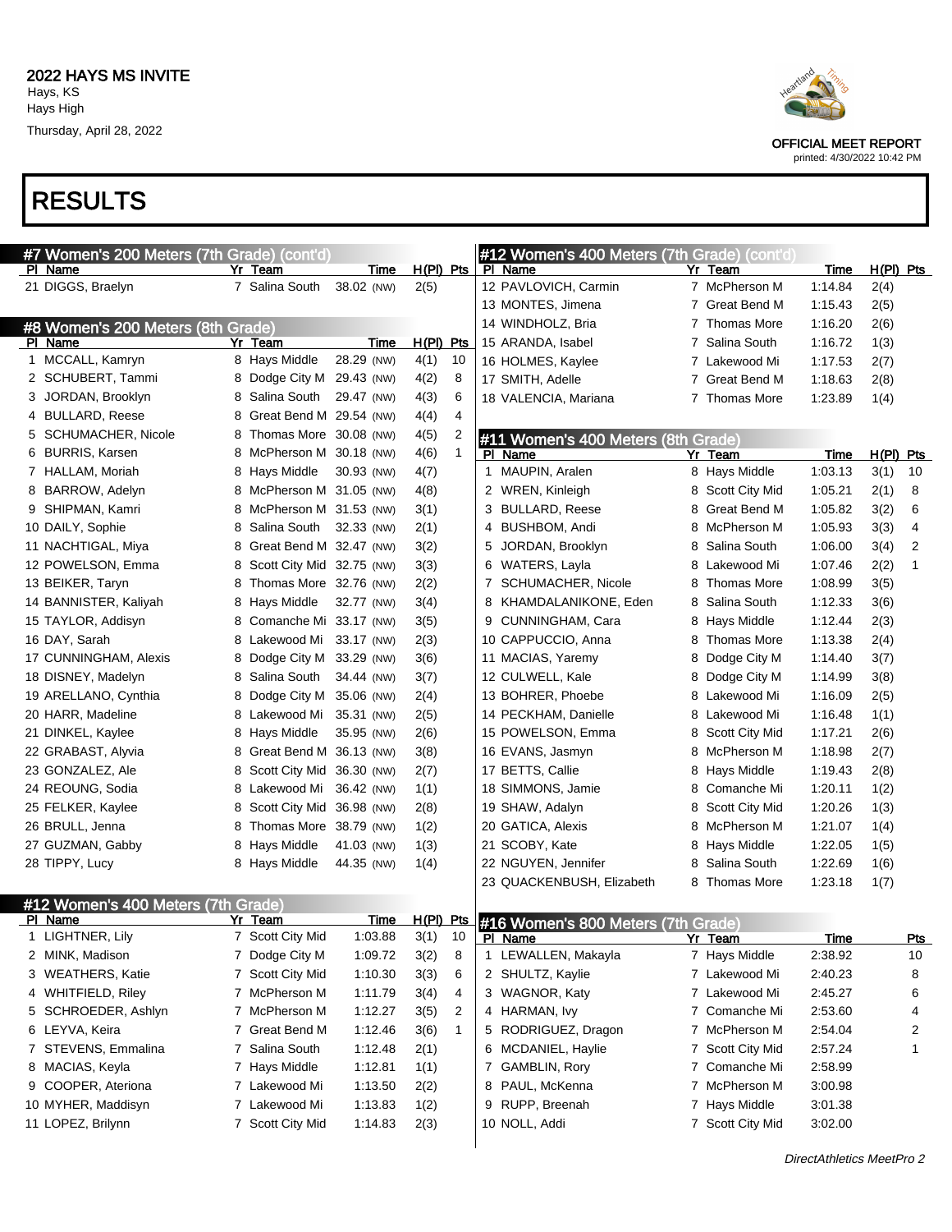# RESULTS

## #7 Women's 200 Meters (7th Grade) (cont'd)

| Pl | Name | Yr | Team | Time | H(Pl) | Pts |
|---|---|---|---|---|---|---|
| 21 | DIGGS, Braelyn | 7 | Salina South | 38.02 (NW) | 2(5) | |

## #8 Women's 200 Meters (8th Grade)

| Pl | Name | Yr | Team | Time | H(Pl) | Pts |
|---|---|---|---|---|---|---|
| 1 | MCCALL, Kamryn | 8 | Hays Middle | 28.29 (NW) | 4(1) | 10 |
| 2 | SCHUBERT, Tammi | 8 | Dodge City M | 29.43 (NW) | 4(2) | 8 |
| 3 | JORDAN, Brooklyn | 8 | Salina South | 29.47 (NW) | 4(3) | 6 |
| 4 | BULLARD, Reese | 8 | Great Bend M | 29.54 (NW) | 4(4) | 4 |
| 5 | SCHUMACHER, Nicole | 8 | Thomas More | 30.08 (NW) | 4(5) | 2 |
| 6 | BURRIS, Karsen | 8 | McPherson M | 30.18 (NW) | 4(6) | 1 |
| 7 | HALLAM, Moriah | 8 | Hays Middle | 30.93 (NW) | 4(7) | |
| 8 | BARROW, Adelyn | 8 | McPherson M | 31.05 (NW) | 4(8) | |
| 9 | SHIPMAN, Kamri | 8 | McPherson M | 31.53 (NW) | 3(1) | |
| 10 | DAILY, Sophie | 8 | Salina South | 32.33 (NW) | 2(1) | |
| 11 | NACHTIGAL, Miya | 8 | Great Bend M | 32.47 (NW) | 3(2) | |
| 12 | POWELSON, Emma | 8 | Scott City Mid | 32.75 (NW) | 3(3) | |
| 13 | BEIKER, Taryn | 8 | Thomas More | 32.76 (NW) | 2(2) | |
| 14 | BANNISTER, Kaliyah | 8 | Hays Middle | 32.77 (NW) | 3(4) | |
| 15 | TAYLOR, Addisyn | 8 | Comanche Mi | 33.17 (NW) | 3(5) | |
| 16 | DAY, Sarah | 8 | Lakewood Mi | 33.17 (NW) | 2(3) | |
| 17 | CUNNINGHAM, Alexis | 8 | Dodge City M | 33.29 (NW) | 3(6) | |
| 18 | DISNEY, Madelyn | 8 | Salina South | 34.44 (NW) | 3(7) | |
| 19 | ARELLANO, Cynthia | 8 | Dodge City M | 35.06 (NW) | 2(4) | |
| 20 | HARR, Madeline | 8 | Lakewood Mi | 35.31 (NW) | 2(5) | |
| 21 | DINKEL, Kaylee | 8 | Hays Middle | 35.95 (NW) | 2(6) | |
| 22 | GRABAST, Alyvia | 8 | Great Bend M | 36.13 (NW) | 3(8) | |
| 23 | GONZALEZ, Ale | 8 | Scott City Mid | 36.30 (NW) | 2(7) | |
| 24 | REOUNG, Sodia | 8 | Lakewood Mi | 36.42 (NW) | 1(1) | |
| 25 | FELKER, Kaylee | 8 | Scott City Mid | 36.98 (NW) | 2(8) | |
| 26 | BRULL, Jenna | 8 | Thomas More | 38.79 (NW) | 1(2) | |
| 27 | GUZMAN, Gabby | 8 | Hays Middle | 41.03 (NW) | 1(3) | |
| 28 | TIPPY, Lucy | 8 | Hays Middle | 44.35 (NW) | 1(4) | |

## #12 Women's 400 Meters (7th Grade)

| Pl | Name | Yr | Team | Time | H(Pl) | Pts |
|---|---|---|---|---|---|---|
| 1 | LIGHTNER, Lily | 7 | Scott City Mid | 1:03.88 | 3(1) | 10 |
| 2 | MINK, Madison | 7 | Dodge City M | 1:09.72 | 3(2) | 8 |
| 3 | WEATHERS, Katie | 7 | Scott City Mid | 1:10.30 | 3(3) | 6 |
| 4 | WHITFIELD, Riley | 7 | McPherson M | 1:11.79 | 3(4) | 4 |
| 5 | SCHROEDER, Ashlyn | 7 | McPherson M | 1:12.27 | 3(5) | 2 |
| 6 | LEYVA, Keira | 7 | Great Bend M | 1:12.46 | 3(6) | 1 |
| 7 | STEVENS, Emmalina | 7 | Salina South | 1:12.48 | 2(1) | |
| 8 | MACIAS, Keyla | 7 | Hays Middle | 1:12.81 | 1(1) | |
| 9 | COOPER, Aterìona | 7 | Lakewood Mi | 1:13.50 | 2(2) | |
| 10 | MYHER, Maddisyn | 7 | Lakewood Mi | 1:13.83 | 1(2) | |
| 11 | LOPEZ, Brilynn | 7 | Scott City Mid | 1:14.83 | 2(3) | |
| 12 | PAVLOVICH, Carmin | 7 | McPherson M | 1:14.84 | 2(4) | |
| 13 | MONTES, Jimena | 7 | Great Bend M | 1:15.43 | 2(5) | |
| 14 | WINDHOLZ, Bria | 7 | Thomas More | 1:16.20 | 2(6) | |
| 15 | ARANDA, Isabel | 7 | Salina South | 1:16.72 | 1(3) | |
| 16 | HOLMES, Kaylee | 7 | Lakewood Mi | 1:17.53 | 2(7) | |
| 17 | SMITH, Adelle | 7 | Great Bend M | 1:18.63 | 2(8) | |
| 18 | VALENCIA, Mariana | 7 | Thomas More | 1:23.89 | 1(4) | |

## #11 Women's 400 Meters (8th Grade)

| Pl | Name | Yr | Team | Time | H(Pl) | Pts |
|---|---|---|---|---|---|---|
| 1 | MAUPIN, Aralen | 8 | Hays Middle | 1:03.13 | 3(1) | 10 |
| 2 | WREN, Kinleigh | 8 | Scott City Mid | 1:05.21 | 2(1) | 8 |
| 3 | BULLARD, Reese | 8 | Great Bend M | 1:05.82 | 3(2) | 6 |
| 4 | BUSHBOM, Andi | 8 | McPherson M | 1:05.93 | 3(3) | 4 |
| 5 | JORDAN, Brooklyn | 8 | Salina South | 1:06.00 | 3(4) | 2 |
| 6 | WATERS, Layla | 8 | Lakewood Mi | 1:07.46 | 2(2) | 1 |
| 7 | SCHUMACHER, Nicole | 8 | Thomas More | 1:08.99 | 3(5) | |
| 8 | KHAMDALANIKONE, Eden | 8 | Salina South | 1:12.33 | 3(6) | |
| 9 | CUNNINGHAM, Cara | 8 | Hays Middle | 1:12.44 | 2(3) | |
| 10 | CAPPUCCIO, Anna | 8 | Thomas More | 1:13.38 | 2(4) | |
| 11 | MACIAS, Yaremy | 8 | Dodge City M | 1:14.40 | 3(7) | |
| 12 | CULWELL, Kale | 8 | Dodge City M | 1:14.99 | 3(8) | |
| 13 | BOHRER, Phoebe | 8 | Lakewood Mi | 1:16.09 | 2(5) | |
| 14 | PECKHAM, Danielle | 8 | Lakewood Mi | 1:16.48 | 1(1) | |
| 15 | POWELSON, Emma | 8 | Scott City Mid | 1:17.21 | 2(6) | |
| 16 | EVANS, Jasmyn | 8 | McPherson M | 1:18.98 | 2(7) | |
| 17 | BETTS, Callie | 8 | Hays Middle | 1:19.43 | 2(8) | |
| 18 | SIMMONS, Jamie | 8 | Comanche Mi | 1:20.11 | 1(2) | |
| 19 | SHAW, Adalyn | 8 | Scott City Mid | 1:20.26 | 1(3) | |
| 20 | GATICA, Alexis | 8 | McPherson M | 1:21.07 | 1(4) | |
| 21 | SCOBY, Kate | 8 | Hays Middle | 1:22.05 | 1(5) | |
| 22 | NGUYEN, Jennifer | 8 | Salina South | 1:22.69 | 1(6) | |
| 23 | QUACKENBUSH, Elizabeth | 8 | Thomas More | 1:23.18 | 1(7) | |

## #16 Women's 800 Meters (7th Grade)

| Pl | Name | Yr | Team | Time | Pts |
|---|---|---|---|---|---|
| 1 | LEWALLEN, Makayla | 7 | Hays Middle | 2:38.92 | 10 |
| 2 | SHULTZ, Kaylie | 7 | Lakewood Mi | 2:40.23 | 8 |
| 3 | WAGNOR, Katy | 7 | Lakewood Mi | 2:45.27 | 6 |
| 4 | HARMAN, Ivy | 7 | Comanche Mi | 2:53.60 | 4 |
| 5 | RODRIGUEZ, Dragon | 7 | McPherson M | 2:54.04 | 2 |
| 6 | MCDANIEL, Haylie | 7 | Scott City Mid | 2:57.24 | 1 |
| 7 | GAMBLIN, Rory | 7 | Comanche Mi | 2:58.99 | |
| 8 | PAUL, McKenna | 7 | McPherson M | 3:00.98 | |
| 9 | RUPP, Breenah | 7 | Hays Middle | 3:01.38 | |
| 10 | NOLL, Addi | 7 | Scott City Mid | 3:02.00 | |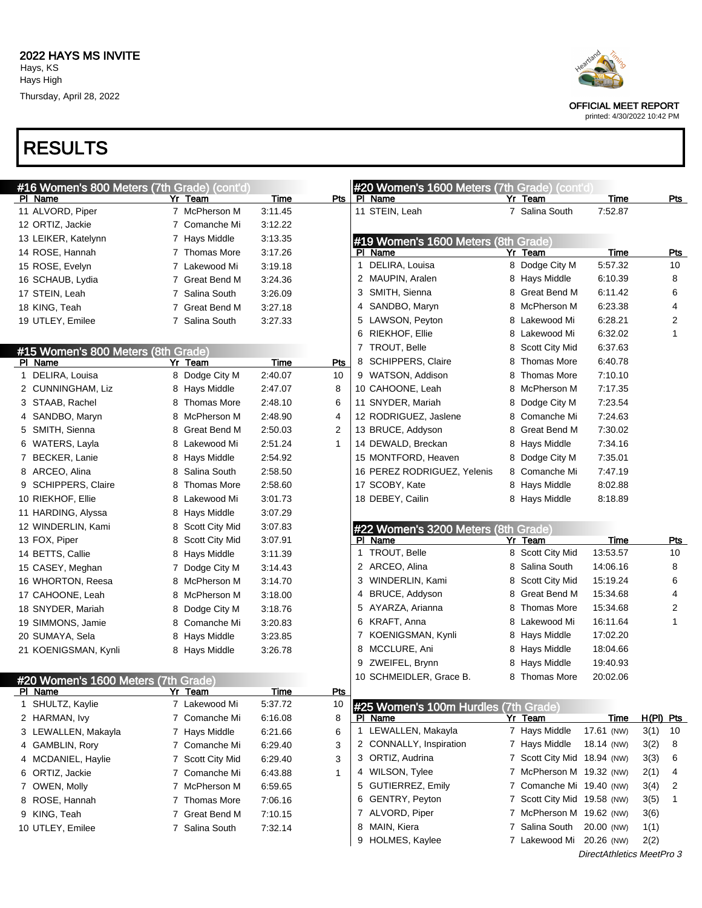# RESULTS

## #16 Women's 800 Meters (7th Grade) (cont'd)

| Pl | Name | Yr | Team | Time | Pts |
|---|---|---|---|---|---|
| 11 | ALVORD, Piper | 7 | McPherson M | 3:11.45 | |
| 12 | ORTIZ, Jackie | 7 | Comanche Mi | 3:12.22 | |
| 13 | LEIKER, Katelynn | 7 | Hays Middle | 3:13.35 | |
| 14 | ROSE, Hannah | 7 | Thomas More | 3:17.26 | |
| 15 | ROSE, Evelyn | 7 | Lakewood Mi | 3:19.18 | |
| 16 | SCHAUB, Lydia | 7 | Great Bend M | 3:24.36 | |
| 17 | STEIN, Leah | 7 | Salina South | 3:26.09 | |
| 18 | KING, Teah | 7 | Great Bend M | 3:27.18 | |
| 19 | UTLEY, Emilee | 7 | Salina South | 3:27.33 | |

## #15 Women's 800 Meters (8th Grade)

| Pl | Name | Yr | Team | Time | Pts |
|---|---|---|---|---|---|
| 1 | DELIRA, Louisa | 8 | Dodge City M | 2:40.07 | 10 |
| 2 | CUNNINGHAM, Liz | 8 | Hays Middle | 2:47.07 | 8 |
| 3 | STAAB, Rachel | 8 | Thomas More | 2:48.10 | 6 |
| 4 | SANDBO, Maryn | 8 | McPherson M | 2:48.90 | 4 |
| 5 | SMITH, Sienna | 8 | Great Bend M | 2:50.03 | 2 |
| 6 | WATERS, Layla | 8 | Lakewood Mi | 2:51.24 | 1 |
| 7 | BECKER, Lanie | 8 | Hays Middle | 2:54.92 | |
| 8 | ARCEO, Alina | 8 | Salina South | 2:58.50 | |
| 9 | SCHIPPERS, Claire | 8 | Thomas More | 2:58.60 | |
| 10 | RIEKHOF, Ellie | 8 | Lakewood Mi | 3:01.73 | |
| 11 | HARDING, Alyssa | 8 | Hays Middle | 3:07.29 | |
| 12 | WINDERLIN, Kami | 8 | Scott City Mid | 3:07.83 | |
| 13 | FOX, Piper | 8 | Scott City Mid | 3:07.91 | |
| 14 | BETTS, Callie | 8 | Hays Middle | 3:11.39 | |
| 15 | CASEY, Meghan | 7 | Dodge City M | 3:14.43 | |
| 16 | WHORTON, Reesa | 8 | McPherson M | 3:14.70 | |
| 17 | CAHOONE, Leah | 8 | McPherson M | 3:18.00 | |
| 18 | SNYDER, Mariah | 8 | Dodge City M | 3:18.76 | |
| 19 | SIMMONS, Jamie | 8 | Comanche Mi | 3:20.83 | |
| 20 | SUMAYA, Sela | 8 | Hays Middle | 3:23.85 | |
| 21 | KOENIGSMAN, Kynli | 8 | Hays Middle | 3:26.78 | |

## #20 Women's 1600 Meters (7th Grade)

| Pl | Name | Yr | Team | Time | Pts |
|---|---|---|---|---|---|
| 1 | SHULTZ, Kaylie | 7 | Lakewood Mi | 5:37.72 | 10 |
| 2 | HARMAN, Ivy | 7 | Comanche Mi | 6:16.08 | 8 |
| 3 | LEWALLEN, Makayla | 7 | Hays Middle | 6:21.66 | 6 |
| 4 | GAMBLIN, Rory | 7 | Comanche Mi | 6:29.40 | 3 |
| 4 | MCDANIEL, Haylie | 7 | Scott City Mid | 6:29.40 | 3 |
| 6 | ORTIZ, Jackie | 7 | Comanche Mi | 6:43.88 | 1 |
| 7 | OWEN, Molly | 7 | McPherson M | 6:59.65 | |
| 8 | ROSE, Hannah | 7 | Thomas More | 7:06.16 | |
| 9 | KING, Teah | 7 | Great Bend M | 7:10.15 | |
| 10 | UTLEY, Emilee | 7 | Salina South | 7:32.14 | |
| 11 | STEIN, Leah | 7 | Salina South | 7:52.87 | |

## #19 Women's 1600 Meters (8th Grade)

| Pl | Name | Yr | Team | Time | Pts |
|---|---|---|---|---|---|
| 1 | DELIRA, Louisa | 8 | Dodge City M | 5:57.32 | 10 |
| 2 | MAUPIN, Aralen | 8 | Hays Middle | 6:10.39 | 8 |
| 3 | SMITH, Sienna | 8 | Great Bend M | 6:11.42 | 6 |
| 4 | SANDBO, Maryn | 8 | McPherson M | 6:23.38 | 4 |
| 5 | LAWSON, Peyton | 8 | Lakewood Mi | 6:28.21 | 2 |
| 6 | RIEKHOF, Ellie | 8 | Lakewood Mi | 6:32.02 | 1 |
| 7 | TROUT, Belle | 8 | Scott City Mid | 6:37.63 | |
| 8 | SCHIPPERS, Claire | 8 | Thomas More | 6:40.78 | |
| 9 | WATSON, Addison | 8 | Thomas More | 7:10.10 | |
| 10 | CAHOONE, Leah | 8 | McPherson M | 7:17.35 | |
| 11 | SNYDER, Mariah | 8 | Dodge City M | 7:23.54 | |
| 12 | RODRIGUEZ, Jaslene | 8 | Comanche Mi | 7:24.63 | |
| 13 | BRUCE, Addyson | 8 | Great Bend M | 7:30.02 | |
| 14 | DEWALD, Breckan | 8 | Hays Middle | 7:34.16 | |
| 15 | MONTFORD, Heaven | 8 | Dodge City M | 7:35.01 | |
| 16 | PEREZ RODRIGUEZ, Yelenis | 8 | Comanche Mi | 7:47.19 | |
| 17 | SCOBY, Kate | 8 | Hays Middle | 8:02.88 | |
| 18 | DEBEY, Cailin | 8 | Hays Middle | 8:18.89 | |

## #22 Women's 3200 Meters (8th Grade)

| Pl | Name | Yr | Team | Time | Pts |
|---|---|---|---|---|---|
| 1 | TROUT, Belle | 8 | Scott City Mid | 13:53.57 | 10 |
| 2 | ARCEO, Alina | 8 | Salina South | 14:06.16 | 8 |
| 3 | WINDERLIN, Kami | 8 | Scott City Mid | 15:19.24 | 6 |
| 4 | BRUCE, Addyson | 8 | Great Bend M | 15:34.68 | 4 |
| 5 | AYARZA, Arianna | 8 | Thomas More | 15:34.68 | 2 |
| 6 | KRAFT, Anna | 8 | Lakewood Mi | 16:11.64 | 1 |
| 7 | KOENIGSMAN, Kynli | 8 | Hays Middle | 17:02.20 | |
| 8 | MCCLURE, Ani | 8 | Hays Middle | 18:04.66 | |
| 9 | ZWEIFEL, Brynn | 8 | Hays Middle | 19:40.93 | |
| 10 | SCHMEIDLER, Grace B. | 8 | Thomas More | 20:02.06 | |

## #25 Women's 100m Hurdles (7th Grade)

| Pl | Name | Yr | Team | Time | H(Pl) | Pts |
|---|---|---|---|---|---|---|
| 1 | LEWALLEN, Makayla | 7 | Hays Middle | 17.61 (NW) | 3(1) | 10 |
| 2 | CONNALLY, Inspiration | 7 | Hays Middle | 18.14 (NW) | 3(2) | 8 |
| 3 | ORTIZ, Audrina | 7 | Scott City Mid | 18.94 (NW) | 3(3) | 6 |
| 4 | WILSON, Tylee | 7 | McPherson M | 19.32 (NW) | 2(1) | 4 |
| 5 | GUTIERREZ, Emily | 7 | Comanche Mi | 19.40 (NW) | 3(4) | 2 |
| 6 | GENTRY, Peyton | 7 | Scott City Mid | 19.58 (NW) | 3(5) | 1 |
| 7 | ALVORD, Piper | 7 | McPherson M | 19.62 (NW) | 3(6) | |
| 8 | MAIN, Kiera | 7 | Salina South | 20.00 (NW) | 1(1) | |
| 9 | HOLMES, Kaylee | 7 | Lakewood Mi | 20.26 (NW) | 2(2) | |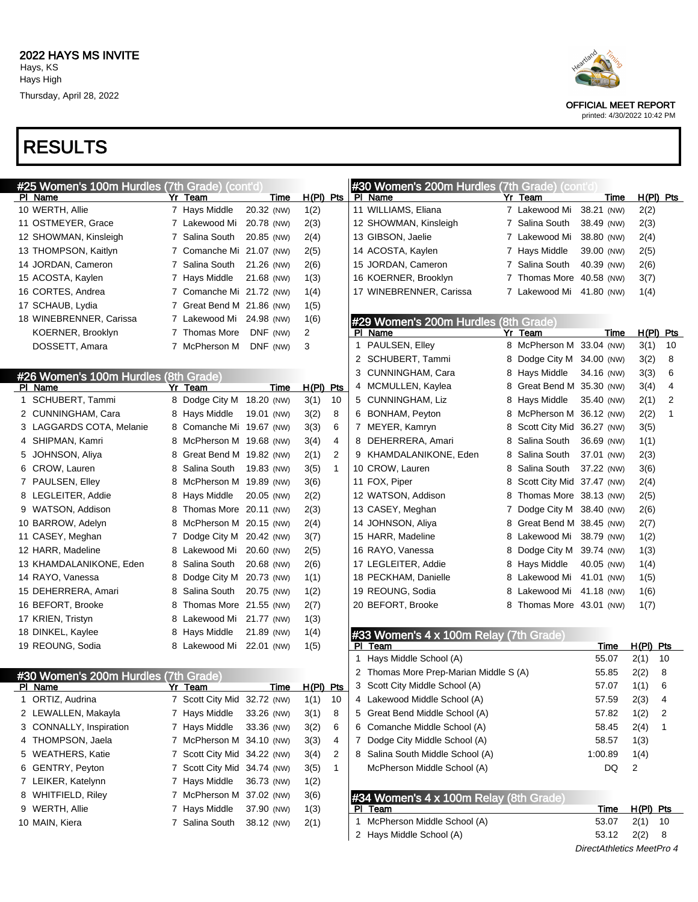# 2022 HAYS MS INVITE

Hays, KS
Hays High
Thursday, April 28, 2022

OFFICIAL MEET REPORT
printed: 4/30/2022 10:42 PM

# RESULTS

## #25 Women's 100m Hurdles (7th Grade) (cont'd)

| Pl | Name | Yr | Team | Time | H(Pl) | Pts |
|---|---|---|---|---|---|---|
| 10 | WERTH, Allie | 7 | Hays Middle | 20.32 (NW) | 1(2) | |
| 11 | OSTMEYER, Grace | 7 | Lakewood Mi | 20.78 (NW) | 2(3) | |
| 12 | SHOWMAN, Kinsleigh | 7 | Salina South | 20.85 (NW) | 2(4) | |
| 13 | THOMPSON, Kaitlyn | 7 | Comanche Mi | 21.07 (NW) | 2(5) | |
| 14 | JORDAN, Cameron | 7 | Salina South | 21.26 (NW) | 2(6) | |
| 15 | ACOSTA, Kaylen | 7 | Hays Middle | 21.68 (NW) | 1(3) | |
| 16 | CORTES, Andrea | 7 | Comanche Mi | 21.72 (NW) | 1(4) | |
| 17 | SCHAUB, Lydia | 7 | Great Bend M | 21.86 (NW) | 1(5) | |
| 18 | WINEBRENNER, Carissa | 7 | Lakewood Mi | 24.98 (NW) | 1(6) | |
| | KOERNER, Brooklyn | 7 | Thomas More | DNF (NW) | 2 | |
| | DOSSETT, Amara | 7 | McPherson M | DNF (NW) | 3 | |

## #26 Women's 100m Hurdles (8th Grade)

| Pl | Name | Yr | Team | Time | H(Pl) | Pts |
|---|---|---|---|---|---|---|
| 1 | SCHUBERT, Tammi | 8 | Dodge City M | 18.20 (NW) | 3(1) | 10 |
| 2 | CUNNINGHAM, Cara | 8 | Hays Middle | 19.01 (NW) | 3(2) | 8 |
| 3 | LAGGARDS COTA, Melanie | 8 | Comanche Mi | 19.67 (NW) | 3(3) | 6 |
| 4 | SHIPMAN, Kamri | 8 | McPherson M | 19.68 (NW) | 3(4) | 4 |
| 5 | JOHNSON, Aliya | 8 | Great Bend M | 19.82 (NW) | 2(1) | 2 |
| 6 | CROW, Lauren | 8 | Salina South | 19.83 (NW) | 3(5) | 1 |
| 7 | PAULSEN, Elley | 8 | McPherson M | 19.89 (NW) | 3(6) | |
| 8 | LEGLEITER, Addie | 8 | Hays Middle | 20.05 (NW) | 2(2) | |
| 9 | WATSON, Addison | 8 | Thomas More | 20.11 (NW) | 2(3) | |
| 10 | BARROW, Adelyn | 8 | McPherson M | 20.15 (NW) | 2(4) | |
| 11 | CASEY, Meghan | 7 | Dodge City M | 20.42 (NW) | 3(7) | |
| 12 | HARR, Madeline | 8 | Lakewood Mi | 20.60 (NW) | 2(5) | |
| 13 | KHAMDALANIKONE, Eden | 8 | Salina South | 20.68 (NW) | 2(6) | |
| 14 | RAYO, Vanessa | 8 | Dodge City M | 20.73 (NW) | 1(1) | |
| 15 | DEHERRERA, Amari | 8 | Salina South | 20.75 (NW) | 1(2) | |
| 16 | BEFORT, Brooke | 8 | Thomas More | 21.55 (NW) | 2(7) | |
| 17 | KRIEN, Tristyn | 8 | Lakewood Mi | 21.77 (NW) | 1(3) | |
| 18 | DINKEL, Kaylee | 8 | Hays Middle | 21.89 (NW) | 1(4) | |
| 19 | REOUNG, Sodia | 8 | Lakewood Mi | 22.01 (NW) | 1(5) | |

## #30 Women's 200m Hurdles (7th Grade)

| Pl | Name | Yr | Team | Time | H(Pl) | Pts |
|---|---|---|---|---|---|---|
| 1 | ORTIZ, Audrina | 7 | Scott City Mid | 32.72 (NW) | 1(1) | 10 |
| 2 | LEWALLEN, Makayla | 7 | Hays Middle | 33.26 (NW) | 3(1) | 8 |
| 3 | CONNALLY, Inspiration | 7 | Hays Middle | 33.36 (NW) | 3(2) | 6 |
| 4 | THOMPSON, Jaela | 7 | McPherson M | 34.10 (NW) | 3(3) | 4 |
| 5 | WEATHERS, Katie | 7 | Scott City Mid | 34.22 (NW) | 3(4) | 2 |
| 6 | GENTRY, Peyton | 7 | Scott City Mid | 34.74 (NW) | 3(5) | 1 |
| 7 | LEIKER, Katelynn | 7 | Hays Middle | 36.73 (NW) | 1(2) | |
| 8 | WHITFIELD, Riley | 7 | McPherson M | 37.02 (NW) | 3(6) | |
| 9 | WERTH, Allie | 7 | Hays Middle | 37.90 (NW) | 1(3) | |
| 10 | MAIN, Kiera | 7 | Salina South | 38.12 (NW) | 2(1) | |
| 11 | WILLIAMS, Eliana | 7 | Lakewood Mi | 38.21 (NW) | 2(2) | |
| 12 | SHOWMAN, Kinsleigh | 7 | Salina South | 38.49 (NW) | 2(3) | |
| 13 | GIBSON, Jaelie | 7 | Lakewood Mi | 38.80 (NW) | 2(4) | |
| 14 | ACOSTA, Kaylen | 7 | Hays Middle | 39.00 (NW) | 2(5) | |
| 15 | JORDAN, Cameron | 7 | Salina South | 40.39 (NW) | 2(6) | |
| 16 | KOERNER, Brooklyn | 7 | Thomas More | 40.58 (NW) | 3(7) | |
| 17 | WINEBRENNER, Carissa | 7 | Lakewood Mi | 41.80 (NW) | 1(4) | |

## #29 Women's 200m Hurdles (8th Grade)

| Pl | Name | Yr | Team | Time | H(Pl) | Pts |
|---|---|---|---|---|---|---|
| 1 | PAULSEN, Elley | 8 | McPherson M | 33.04 (NW) | 3(1) | 10 |
| 2 | SCHUBERT, Tammi | 8 | Dodge City M | 34.00 (NW) | 3(2) | 8 |
| 3 | CUNNINGHAM, Cara | 8 | Hays Middle | 34.16 (NW) | 3(3) | 6 |
| 4 | MCMULLEN, Kaylea | 8 | Great Bend M | 35.30 (NW) | 3(4) | 4 |
| 5 | CUNNINGHAM, Liz | 8 | Hays Middle | 35.40 (NW) | 2(1) | 2 |
| 6 | BONHAM, Peyton | 8 | McPherson M | 36.12 (NW) | 2(2) | 1 |
| 7 | MEYER, Kamryn | 8 | Scott City Mid | 36.27 (NW) | 3(5) | |
| 8 | DEHERRERA, Amari | 8 | Salina South | 36.69 (NW) | 1(1) | |
| 9 | KHAMDALANIKONE, Eden | 8 | Salina South | 37.01 (NW) | 2(3) | |
| 10 | CROW, Lauren | 8 | Salina South | 37.22 (NW) | 3(6) | |
| 11 | FOX, Piper | 8 | Scott City Mid | 37.47 (NW) | 2(4) | |
| 12 | WATSON, Addison | 8 | Thomas More | 38.13 (NW) | 2(5) | |
| 13 | CASEY, Meghan | 7 | Dodge City M | 38.40 (NW) | 2(6) | |
| 14 | JOHNSON, Aliya | 8 | Great Bend M | 38.45 (NW) | 2(7) | |
| 15 | HARR, Madeline | 8 | Lakewood Mi | 38.79 (NW) | 1(2) | |
| 16 | RAYO, Vanessa | 8 | Dodge City M | 39.74 (NW) | 1(3) | |
| 17 | LEGLEITER, Addie | 8 | Hays Middle | 40.05 (NW) | 1(4) | |
| 18 | PECKHAM, Danielle | 8 | Lakewood Mi | 41.01 (NW) | 1(5) | |
| 19 | REOUNG, Sodia | 8 | Lakewood Mi | 41.18 (NW) | 1(6) | |
| 20 | BEFORT, Brooke | 8 | Thomas More | 43.01 (NW) | 1(7) | |

## #33 Women's 4 x 100m Relay (7th Grade)

| Pl | Team | Time | H(Pl) | Pts |
|---|---|---|---|---|
| 1 | Hays Middle School (A) | 55.07 | 2(1) | 10 |
| 2 | Thomas More Prep-Marian Middle S (A) | 55.85 | 2(2) | 8 |
| 3 | Scott City Middle School (A) | 57.07 | 1(1) | 6 |
| 4 | Lakewood Middle School (A) | 57.59 | 2(3) | 4 |
| 5 | Great Bend Middle School (A) | 57.82 | 1(2) | 2 |
| 6 | Comanche Middle School (A) | 58.45 | 2(4) | 1 |
| 7 | Dodge City Middle School (A) | 58.57 | 1(3) | |
| 8 | Salina South Middle School (A) | 1:00.89 | 1(4) | |
| | McPherson Middle School (A) | DQ | 2 | |

## #34 Women's 4 x 100m Relay (8th Grade)

| Pl | Team | Time | H(Pl) | Pts |
|---|---|---|---|---|
| 1 | McPherson Middle School (A) | 53.07 | 2(1) | 10 |
| 2 | Hays Middle School (A) | 53.12 | 2(2) | 8 |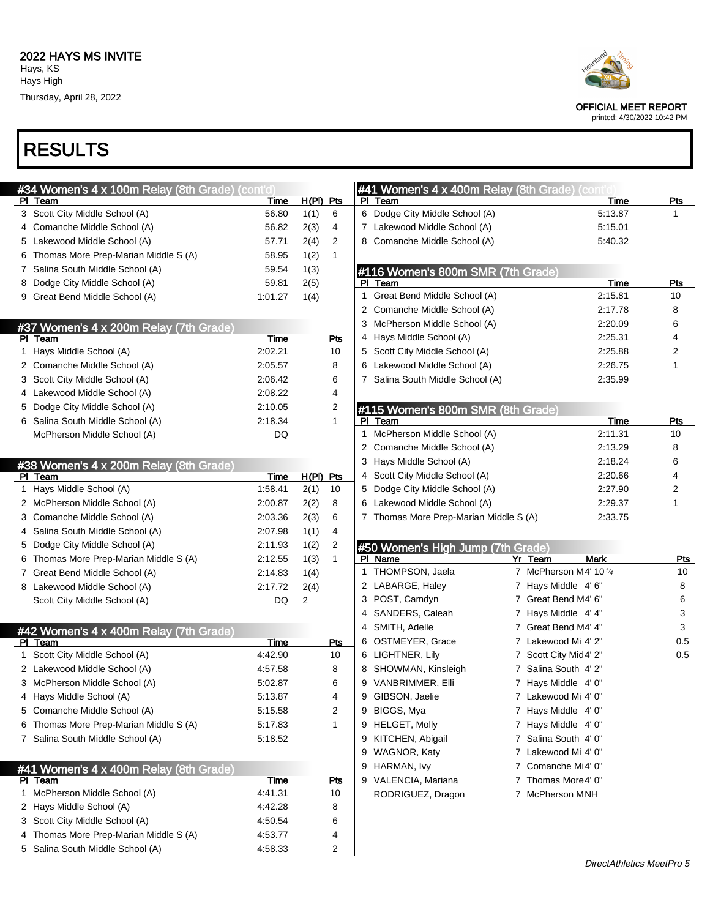# RESULTS

2022 HAYS MS INVITE
Hays, KS
Hays High
Thursday, April 28, 2022

OFFICIAL MEET REPORT
printed: 4/30/2022 10:42 PM

## #34 Women's 4 x 100m Relay (8th Grade) (cont'd)

| Pl | Team | Time | H(Pl) | Pts |
|---|---|---|---|---|
| 3 | Scott City Middle School (A) | 56.80 | 1(1) | 6 |
| 4 | Comanche Middle School (A) | 56.82 | 2(3) | 4 |
| 5 | Lakewood Middle School (A) | 57.71 | 2(4) | 2 |
| 6 | Thomas More Prep-Marian Middle S (A) | 58.95 | 1(2) | 1 |
| 7 | Salina South Middle School (A) | 59.54 | 1(3) | |
| 8 | Dodge City Middle School (A) | 59.81 | 2(5) | |
| 9 | Great Bend Middle School (A) | 1:01.27 | 1(4) | |

## #37 Women's 4 x 200m Relay (7th Grade)

| Pl | Team | Time | Pts |
|---|---|---|---|
| 1 | Hays Middle School (A) | 2:02.21 | 10 |
| 2 | Comanche Middle School (A) | 2:05.57 | 8 |
| 3 | Scott City Middle School (A) | 2:06.42 | 6 |
| 4 | Lakewood Middle School (A) | 2:08.22 | 4 |
| 5 | Dodge City Middle School (A) | 2:10.05 | 2 |
| 6 | Salina South Middle School (A) | 2:18.34 | 1 |
| | McPherson Middle School (A) | DQ | |

## #38 Women's 4 x 200m Relay (8th Grade)

| Pl | Team | Time | H(Pl) | Pts |
|---|---|---|---|---|
| 1 | Hays Middle School (A) | 1:58.41 | 2(1) | 10 |
| 2 | McPherson Middle School (A) | 2:00.87 | 2(2) | 8 |
| 3 | Comanche Middle School (A) | 2:03.36 | 2(3) | 6 |
| 4 | Salina South Middle School (A) | 2:07.98 | 1(1) | 4 |
| 5 | Dodge City Middle School (A) | 2:11.93 | 1(2) | 2 |
| 6 | Thomas More Prep-Marian Middle S (A) | 2:12.55 | 1(3) | 1 |
| 7 | Great Bend Middle School (A) | 2:14.83 | 1(4) | |
| 8 | Lakewood Middle School (A) | 2:17.72 | 2(4) | |
| | Scott City Middle School (A) | DQ | 2 | |

## #42 Women's 4 x 400m Relay (7th Grade)

| Pl | Team | Time | Pts |
|---|---|---|---|
| 1 | Scott City Middle School (A) | 4:42.90 | 10 |
| 2 | Lakewood Middle School (A) | 4:57.58 | 8 |
| 3 | McPherson Middle School (A) | 5:02.87 | 6 |
| 4 | Hays Middle School (A) | 5:13.87 | 4 |
| 5 | Comanche Middle School (A) | 5:15.58 | 2 |
| 6 | Thomas More Prep-Marian Middle S (A) | 5:17.83 | 1 |
| 7 | Salina South Middle School (A) | 5:18.52 | |

## #41 Women's 4 x 400m Relay (8th Grade)

| Pl | Team | Time | Pts |
|---|---|---|---|
| 1 | McPherson Middle School (A) | 4:41.31 | 10 |
| 2 | Hays Middle School (A) | 4:42.28 | 8 |
| 3 | Scott City Middle School (A) | 4:50.54 | 6 |
| 4 | Thomas More Prep-Marian Middle S (A) | 4:53.77 | 4 |
| 5 | Salina South Middle School (A) | 4:58.33 | 2 |
| 6 | Dodge City Middle School (A) | 5:13.87 | 1 |
| 7 | Lakewood Middle School (A) | 5:15.01 | |
| 8 | Comanche Middle School (A) | 5:40.32 | |

## #116 Women's 800m SMR (7th Grade)

| Pl | Team | Time | Pts |
|---|---|---|---|
| 1 | Great Bend Middle School (A) | 2:15.81 | 10 |
| 2 | Comanche Middle School (A) | 2:17.78 | 8 |
| 3 | McPherson Middle School (A) | 2:20.09 | 6 |
| 4 | Hays Middle School (A) | 2:25.31 | 4 |
| 5 | Scott City Middle School (A) | 2:25.88 | 2 |
| 6 | Lakewood Middle School (A) | 2:26.75 | 1 |
| 7 | Salina South Middle School (A) | 2:35.99 | |

## #115 Women's 800m SMR (8th Grade)

| Pl | Team | Time | Pts |
|---|---|---|---|
| 1 | McPherson Middle School (A) | 2:11.31 | 10 |
| 2 | Comanche Middle School (A) | 2:13.29 | 8 |
| 3 | Hays Middle School (A) | 2:18.24 | 6 |
| 4 | Scott City Middle School (A) | 2:20.66 | 4 |
| 5 | Dodge City Middle School (A) | 2:27.90 | 2 |
| 6 | Lakewood Middle School (A) | 2:29.37 | 1 |
| 7 | Thomas More Prep-Marian Middle S (A) | 2:33.75 | |

## #50 Women's High Jump (7th Grade)

| Pl | Name | Yr | Team | Mark | Pts |
|---|---|---|---|---|---|
| 1 | THOMPSON, Jaela | 7 | McPherson M | 4' 10 1/4 | 10 |
| 2 | LABARGE, Haley | 7 | Hays Middle | 4' 6" | 8 |
| 3 | POST, Camdyn | 7 | Great Bend M | 4' 6" | 6 |
| 4 | SANDERS, Caleah | 7 | Hays Middle | 4' 4" | 3 |
| 4 | SMITH, Adelle | 7 | Great Bend M | 4' 4" | 3 |
| 6 | OSTMEYER, Grace | 7 | Lakewood Mi | 4' 2" | 0.5 |
| 6 | LIGHTNER, Lily | 7 | Scott City Mid | 4' 2" | 0.5 |
| 8 | SHOWMAN, Kinsleigh | 7 | Salina South | 4' 2" | |
| 9 | VANBRIMMER, Elli | 7 | Hays Middle | 4' 0" | |
| 9 | GIBSON, Jaelie | 7 | Lakewood Mi | 4' 0" | |
| 9 | BIGGS, Mya | 7 | Hays Middle | 4' 0" | |
| 9 | HELGET, Molly | 7 | Hays Middle | 4' 0" | |
| 9 | KITCHEN, Abigail | 7 | Salina South | 4' 0" | |
| 9 | WAGNOR, Katy | 7 | Lakewood Mi | 4' 0" | |
| 9 | HARMAN, Ivy | 7 | Comanche Mi | 4' 0" | |
| 9 | VALENCIA, Mariana | 7 | Thomas More | 4' 0" | |
| | RODRIGUEZ, Dragon | 7 | McPherson M | NH | |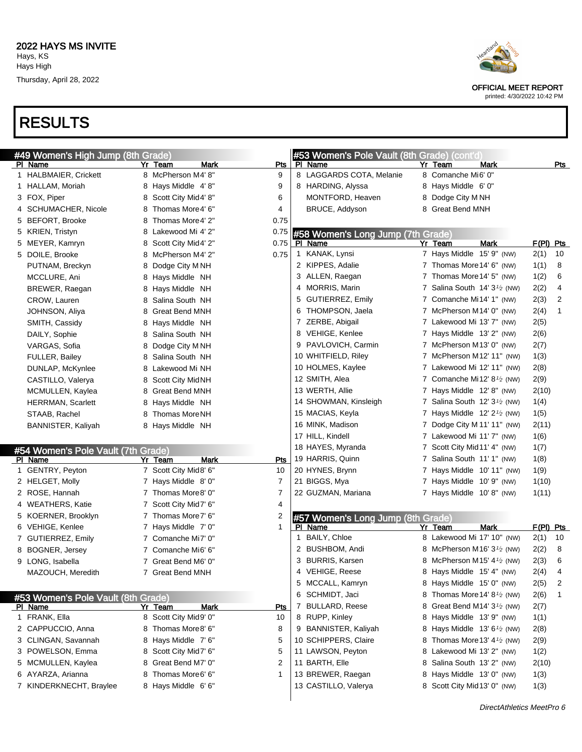# 2022 HAYS MS INVITE

Hays, KS
Hays High
Thursday, April 28, 2022

OFFICIAL MEET REPORT
printed: 4/30/2022 10:42 PM

# RESULTS

## #49 Women's High Jump (8th Grade)

| Pl | Name | Yr | Team | Mark | Pts |
|---|---|---|---|---|---|
| 1 | HALBMAIER, Crickett | 8 | McPherson M | 4' 8" | 9 |
| 1 | HALLAM, Moriah | 8 | Hays Middle | 4' 8" | 9 |
| 3 | FOX, Piper | 8 | Scott City Mid | 4' 8" | 6 |
| 4 | SCHUMACHER, Nicole | 8 | Thomas More | 4' 6" | 4 |
| 5 | BEFORT, Brooke | 8 | Thomas More | 4' 2" | 0.75 |
| 5 | KRIEN, Tristyn | 8 | Lakewood Mi | 4' 2" | 0.75 |
| 5 | MEYER, Kamryn | 8 | Scott City Mid | 4' 2" | 0.75 |
| 5 | DOILE, Brooke | 8 | McPherson M | 4' 2" | 0.75 |
| | PUTNAM, Breckyn | 8 | Dodge City M | NH | |
| | MCCLURE, Ani | 8 | Hays Middle | NH | |
| | BREWER, Raegan | 8 | Hays Middle | NH | |
| | CROW, Lauren | 8 | Salina South | NH | |
| | JOHNSON, Aliya | 8 | Great Bend M | NH | |
| | SMITH, Cassidy | 8 | Hays Middle | NH | |
| | DAILY, Sophie | 8 | Salina South | NH | |
| | VARGAS, Sofia | 8 | Dodge City M | NH | |
| | FULLER, Bailey | 8 | Salina South | NH | |
| | DUNLAP, McKynlee | 8 | Lakewood Mi | NH | |
| | CASTILLO, Valerya | 8 | Scott City Mid | NH | |
| | MCMULLEN, Kaylea | 8 | Great Bend M | NH | |
| | HERRMAN, Scarlett | 8 | Hays Middle | NH | |
| | STAAB, Rachel | 8 | Thomas More | NH | |
| | BANNISTER, Kaliyah | 8 | Hays Middle | NH | |

## #54 Women's Pole Vault (7th Grade)

| Pl | Name | Yr | Team | Mark | Pts |
|---|---|---|---|---|---|
| 1 | GENTRY, Peyton | 7 | Scott City Mid | 8' 6" | 10 |
| 2 | HELGET, Molly | 7 | Hays Middle | 8' 0" | 7 |
| 2 | ROSE, Hannah | 7 | Thomas More | 8' 0" | 7 |
| 4 | WEATHERS, Katie | 7 | Scott City Mid | 7' 6" | 4 |
| 5 | KOERNER, Brooklyn | 7 | Thomas More | 7' 6" | 2 |
| 6 | VEHIGE, Kenlee | 7 | Hays Middle | 7' 0" | 1 |
| 7 | GUTIERREZ, Emily | 7 | Comanche Mi | 7' 0" | |
| 8 | BOGNER, Jersey | 7 | Comanche Mi | 6' 6" | |
| 9 | LONG, Isabella | 7 | Great Bend M | 6' 0" | |
| | MAZOUCH, Meredith | 7 | Great Bend M | NH | |

## #53 Women's Pole Vault (8th Grade)

| Pl | Name | Yr | Team | Mark | Pts |
|---|---|---|---|---|---|
| 1 | FRANK, Ella | 8 | Scott City Mid | 9' 0" | 10 |
| 2 | CAPPUCCIO, Anna | 8 | Thomas More | 8' 6" | 8 |
| 3 | CLINGAN, Savannah | 8 | Hays Middle | 7' 6" | 5 |
| 3 | POWELSON, Emma | 8 | Scott City Mid | 7' 6" | 5 |
| 5 | MCMULLEN, Kaylea | 8 | Great Bend M | 7' 0" | 2 |
| 6 | AYARZA, Arianna | 8 | Thomas More | 6' 6" | 1 |
| 7 | KINDERKNECHT, Braylee | 8 | Hays Middle | 6' 6" | |
| 8 | LAGGARDS COTA, Melanie | 8 | Comanche Mi | 6' 0" | |
| 8 | HARDING, Alyssa | 8 | Hays Middle | 6' 0" | |
| | MONTFORD, Heaven | 8 | Dodge City M | NH | |
| | BRUCE, Addyson | 8 | Great Bend M | NH | |

## #58 Women's Long Jump (7th Grade)

| Pl | Name | Yr | Team | Mark | | F(Pl) | Pts |
|---|---|---|---|---|---|---|---|
| 1 | KANAK, Lynsi | 7 | Hays Middle | 15' 9" | (NW) | 2(1) | 10 |
| 2 | KIPPES, Adalie | 7 | Thomas More | 14' 6" | (NW) | 1(1) | 8 |
| 3 | ALLEN, Raegan | 7 | Thomas More | 14' 5" | (NW) | 1(2) | 6 |
| 4 | MORRIS, Marin | 7 | Salina South | 14' 3½ | (NW) | 2(2) | 4 |
| 5 | GUTIERREZ, Emily | 7 | Comanche Mi | 14' 1" | (NW) | 2(3) | 2 |
| 6 | THOMPSON, Jaela | 7 | McPherson M | 14' 0" | (NW) | 2(4) | 1 |
| 7 | ZERBE, Abigail | 7 | Lakewood Mi | 13' 7" | (NW) | 2(5) | |
| 8 | VEHIGE, Kenlee | 7 | Hays Middle | 13' 2" | (NW) | 2(6) | |
| 9 | PAVLOVICH, Carmin | 7 | McPherson M | 13' 0" | (NW) | 2(7) | |
| 10 | WHITFIELD, Riley | 7 | McPherson M | 12' 11" | (NW) | 1(3) | |
| 10 | HOLMES, Kaylee | 7 | Lakewood Mi | 12' 11" | (NW) | 2(8) | |
| 12 | SMITH, Alea | 7 | Comanche Mi | 12' 8½ | (NW) | 2(9) | |
| 13 | WERTH, Allie | 7 | Hays Middle | 12' 8" | (NW) | 2(10) | |
| 14 | SHOWMAN, Kinsleigh | 7 | Salina South | 12' 3½ | (NW) | 1(4) | |
| 15 | MACIAS, Keyla | 7 | Hays Middle | 12' 2½ | (NW) | 1(5) | |
| 16 | MINK, Madison | 7 | Dodge City M | 11' 11" | (NW) | 2(11) | |
| 17 | HILL, Kindell | 7 | Lakewood Mi | 11' 7" | (NW) | 1(6) | |
| 18 | HAYES, Myranda | 7 | Scott City Mid | 11' 4" | (NW) | 1(7) | |
| 19 | HARRIS, Quinn | 7 | Salina South | 11' 1" | (NW) | 1(8) | |
| 20 | HYNES, Brynn | 7 | Hays Middle | 10' 11" | (NW) | 1(9) | |
| 21 | BIGGS, Mya | 7 | Hays Middle | 10' 9" | (NW) | 1(10) | |
| 22 | GUZMAN, Mariana | 7 | Hays Middle | 10' 8" | (NW) | 1(11) | |

## #57 Women's Long Jump (8th Grade)

| Pl | Name | Yr | Team | Mark | | F(Pl) | Pts |
|---|---|---|---|---|---|---|---|
| 1 | BAILY, Chloe | 8 | Lakewood Mi | 17' 10" | (NW) | 2(1) | 10 |
| 2 | BUSHBOM, Andi | 8 | McPherson M | 16' 3½ | (NW) | 2(2) | 8 |
| 3 | BURRIS, Karsen | 8 | McPherson M | 15' 4½ | (NW) | 2(3) | 6 |
| 4 | VEHIGE, Reese | 8 | Hays Middle | 15' 4" | (NW) | 2(4) | 4 |
| 5 | MCCALL, Kamryn | 8 | Hays Middle | 15' 0" | (NW) | 2(5) | 2 |
| 6 | SCHMIDT, Jaci | 8 | Thomas More | 14' 8½ | (NW) | 2(6) | 1 |
| 7 | BULLARD, Reese | 8 | Great Bend M | 14' 3½ | (NW) | 2(7) | |
| 8 | RUPP, Kinley | 8 | Hays Middle | 13' 9" | (NW) | 1(1) | |
| 9 | BANNISTER, Kaliyah | 8 | Hays Middle | 13' 6½ | (NW) | 2(8) | |
| 10 | SCHIPPERS, Claire | 8 | Thomas More | 13' 4½ | (NW) | 2(9) | |
| 11 | LAWSON, Peyton | 8 | Lakewood Mi | 13' 2" | (NW) | 1(2) | |
| 11 | BARTH, Elle | 8 | Salina South | 13' 2" | (NW) | 2(10) | |
| 13 | BREWER, Raegan | 8 | Hays Middle | 13' 0" | (NW) | 1(3) | |
| 13 | CASTILLO, Valerya | 8 | Scott City Mid | 13' 0" | (NW) | 1(3) | |

DirectAthletics MeetPro 6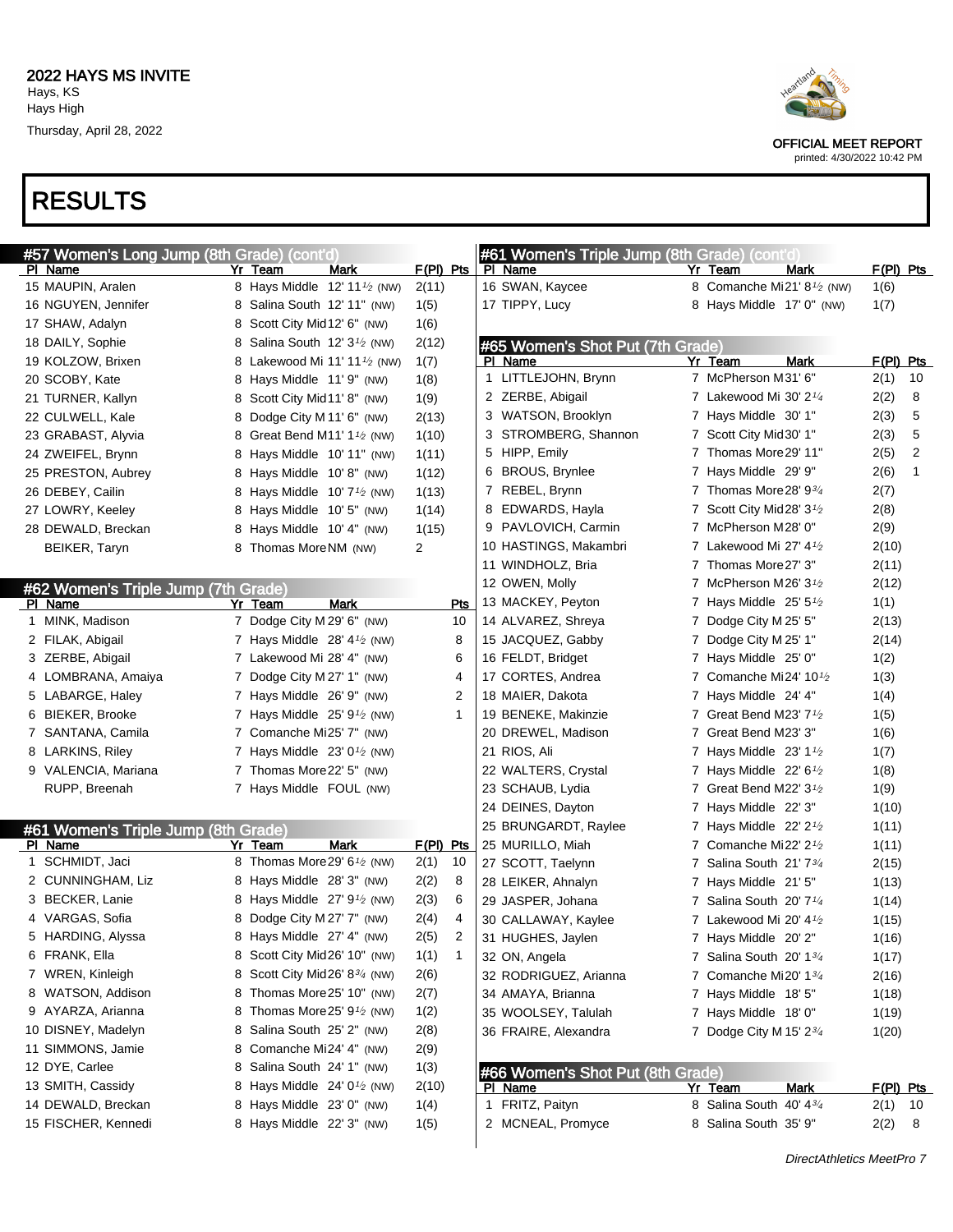# 2022 HAYS MS INVITE

Hays, KS
Hays High
Thursday, April 28, 2022

OFFICIAL MEET REPORT
printed: 4/30/2022 10:42 PM

# RESULTS

## #57 Women's Long Jump (8th Grade) (cont'd)

| Pl | Name | Yr | Team | Mark | F(Pl) | Pts |
|---|---|---|---|---|---|---|
| 15 | MAUPIN, Aralen | 8 | Hays Middle | 12' 11½ (NW) | 2(11) | |
| 16 | NGUYEN, Jennifer | 8 | Salina South | 12' 11" (NW) | 1(5) | |
| 17 | SHAW, Adalyn | 8 | Scott City Mid | 12' 6" (NW) | 1(6) | |
| 18 | DAILY, Sophie | 8 | Salina South | 12' 3½ (NW) | 2(12) | |
| 19 | KOLZOW, Brixen | 8 | Lakewood Mi | 11' 11½ (NW) | 1(7) | |
| 20 | SCOBY, Kate | 8 | Hays Middle | 11' 9" (NW) | 1(8) | |
| 21 | TURNER, Kallyn | 8 | Scott City Mid | 11' 8" (NW) | 1(9) | |
| 22 | CULWELL, Kale | 8 | Dodge City M | 11' 6" (NW) | 2(13) | |
| 23 | GRABAST, Alyvia | 8 | Great Bend M | 11' 1½ (NW) | 1(10) | |
| 24 | ZWEIFEL, Brynn | 8 | Hays Middle | 10' 11" (NW) | 1(11) | |
| 25 | PRESTON, Aubrey | 8 | Hays Middle | 10' 8" (NW) | 1(12) | |
| 26 | DEBEY, Cailin | 8 | Hays Middle | 10' 7½ (NW) | 1(13) | |
| 27 | LOWRY, Keeley | 8 | Hays Middle | 10' 5" (NW) | 1(14) | |
| 28 | DEWALD, Breckan | 8 | Hays Middle | 10' 4" (NW) | 1(15) | |
| | BEIKER, Taryn | 8 | Thomas More | NM (NW) | 2 | |

## #62 Women's Triple Jump (7th Grade)

| Pl | Name | Yr | Team | Mark | Pts |
|---|---|---|---|---|---|
| 1 | MINK, Madison | 7 | Dodge City M | 29' 6" (NW) | 10 |
| 2 | FILAK, Abigail | 7 | Hays Middle | 28' 4½ (NW) | 8 |
| 3 | ZERBE, Abigail | 7 | Lakewood Mi | 28' 4" (NW) | 6 |
| 4 | LOMBRANA, Amaiya | 7 | Dodge City M | 27' 1" (NW) | 4 |
| 5 | LABARGE, Haley | 7 | Hays Middle | 26' 9" (NW) | 2 |
| 6 | BIEKER, Brooke | 7 | Hays Middle | 25' 9½ (NW) | 1 |
| 7 | SANTANA, Camila | 7 | Comanche Mi | 25' 7" (NW) | |
| 8 | LARKINS, Riley | 7 | Hays Middle | 23' 0½ (NW) | |
| 9 | VALENCIA, Mariana | 7 | Thomas More | 22' 5" (NW) | |
| | RUPP, Breenah | 7 | Hays Middle | FOUL (NW) | |

## #61 Women's Triple Jump (8th Grade)

| Pl | Name | Yr | Team | Mark | F(Pl) | Pts |
|---|---|---|---|---|---|---|
| 1 | SCHMIDT, Jaci | 8 | Thomas More | 29' 6½ (NW) | 2(1) | 10 |
| 2 | CUNNINGHAM, Liz | 8 | Hays Middle | 28' 3" (NW) | 2(2) | 8 |
| 3 | BECKER, Lanie | 8 | Hays Middle | 27' 9½ (NW) | 2(3) | 6 |
| 4 | VARGAS, Sofia | 8 | Dodge City M | 27' 7" (NW) | 2(4) | 4 |
| 5 | HARDING, Alyssa | 8 | Hays Middle | 27' 4" (NW) | 2(5) | 2 |
| 6 | FRANK, Ella | 8 | Scott City Mid | 26' 10" (NW) | 1(1) | 1 |
| 7 | WREN, Kinleigh | 8 | Scott City Mid | 26' 8¾ (NW) | 2(6) | |
| 8 | WATSON, Addison | 8 | Thomas More | 25' 10" (NW) | 2(7) | |
| 9 | AYARZA, Arianna | 8 | Thomas More | 25' 9½ (NW) | 1(2) | |
| 10 | DISNEY, Madelyn | 8 | Salina South | 25' 2" (NW) | 2(8) | |
| 11 | SIMMONS, Jamie | 8 | Comanche Mi | 24' 4" (NW) | 2(9) | |
| 12 | DYE, Carlee | 8 | Salina South | 24' 1" (NW) | 1(3) | |
| 13 | SMITH, Cassidy | 8 | Hays Middle | 24' 0½ (NW) | 2(10) | |
| 14 | DEWALD, Breckan | 8 | Hays Middle | 23' 0" (NW) | 1(4) | |
| 15 | FISCHER, Kennedi | 8 | Hays Middle | 22' 3" (NW) | 1(5) | |
| 16 | SWAN, Kaycee | 8 | Comanche Mi | 21' 8½ (NW) | 1(6) | |
| 17 | TIPPY, Lucy | 8 | Hays Middle | 17' 0" (NW) | 1(7) | |

## #65 Women's Shot Put (7th Grade)

| Pl | Name | Yr | Team | Mark | F(Pl) | Pts |
|---|---|---|---|---|---|---|
| 1 | LITTLEJOHN, Brynn | 7 | McPherson M | 31' 6" | 2(1) | 10 |
| 2 | ZERBE, Abigail | 7 | Lakewood Mi | 30' 2¼ | 2(2) | 8 |
| 3 | WATSON, Brooklyn | 7 | Hays Middle | 30' 1" | 2(3) | 5 |
| 3 | STROMBERG, Shannon | 7 | Scott City Mid | 30' 1" | 2(3) | 5 |
| 5 | HIPP, Emily | 7 | Thomas More | 29' 11" | 2(5) | 2 |
| 6 | BROUS, Brynlee | 7 | Hays Middle | 29' 9" | 2(6) | 1 |
| 7 | REBEL, Brynn | 7 | Thomas More | 28' 9¾ | 2(7) | |
| 8 | EDWARDS, Hayla | 7 | Scott City Mid | 28' 3½ | 2(8) | |
| 9 | PAVLOVICH, Carmin | 7 | McPherson M | 28' 0" | 2(9) | |
| 10 | HASTINGS, Makambri | 7 | Lakewood Mi | 27' 4½ | 2(10) | |
| 11 | WINDHOLZ, Bria | 7 | Thomas More | 27' 3" | 2(11) | |
| 12 | OWEN, Molly | 7 | McPherson M | 26' 3½ | 2(12) | |
| 13 | MACKEY, Peyton | 7 | Hays Middle | 25' 5½ | 1(1) | |
| 14 | ALVAREZ, Shreya | 7 | Dodge City M | 25' 5" | 2(13) | |
| 15 | JACQUEZ, Gabby | 7 | Dodge City M | 25' 1" | 2(14) | |
| 16 | FELDT, Bridget | 7 | Hays Middle | 25' 0" | 1(2) | |
| 17 | CORTES, Andrea | 7 | Comanche Mi | 24' 10½ | 1(3) | |
| 18 | MAIER, Dakota | 7 | Hays Middle | 24' 4" | 1(4) | |
| 19 | BENEKE, Makinzie | 7 | Great Bend M | 23' 7½ | 1(5) | |
| 20 | DREWEL, Madison | 7 | Great Bend M | 23' 3" | 1(6) | |
| 21 | RIOS, Ali | 7 | Hays Middle | 23' 1½ | 1(7) | |
| 22 | WALTERS, Crystal | 7 | Hays Middle | 22' 6½ | 1(8) | |
| 23 | SCHAUB, Lydia | 7 | Great Bend M | 22' 3½ | 1(9) | |
| 24 | DEINES, Dayton | 7 | Hays Middle | 22' 3" | 1(10) | |
| 25 | BRUNGARDT, Raylee | 7 | Hays Middle | 22' 2½ | 1(11) | |
| 25 | MURILLO, Miah | 7 | Comanche Mi | 22' 2½ | 1(11) | |
| 27 | SCOTT, Taelynn | 7 | Salina South | 21' 7¾ | 2(15) | |
| 28 | LEIKER, Ahnalyn | 7 | Hays Middle | 21' 5" | 1(13) | |
| 29 | JASPER, Johana | 7 | Salina South | 20' 7¼ | 1(14) | |
| 30 | CALLAWAY, Kaylee | 7 | Lakewood Mi | 20' 4½ | 1(15) | |
| 31 | HUGHES, Jaylen | 7 | Hays Middle | 20' 2" | 1(16) | |
| 32 | ON, Angela | 7 | Salina South | 20' 1¾ | 1(17) | |
| 32 | RODRIGUEZ, Arianna | 7 | Comanche Mi | 20' 1¾ | 2(16) | |
| 34 | AMAYA, Brianna | 7 | Hays Middle | 18' 5" | 1(18) | |
| 35 | WOOLSEY, Talulah | 7 | Hays Middle | 18' 0" | 1(19) | |
| 36 | FRAIRE, Alexandra | 7 | Dodge City M | 15' 2¾ | 1(20) | |

## #66 Women's Shot Put (8th Grade)

| Pl | Name | Yr | Team | Mark | F(Pl) | Pts |
|---|---|---|---|---|---|---|
| 1 | FRITZ, Paityn | 8 | Salina South | 40' 4¾ | 2(1) | 10 |
| 2 | MCNEAL, Promyce | 8 | Salina South | 35' 9" | 2(2) | 8 |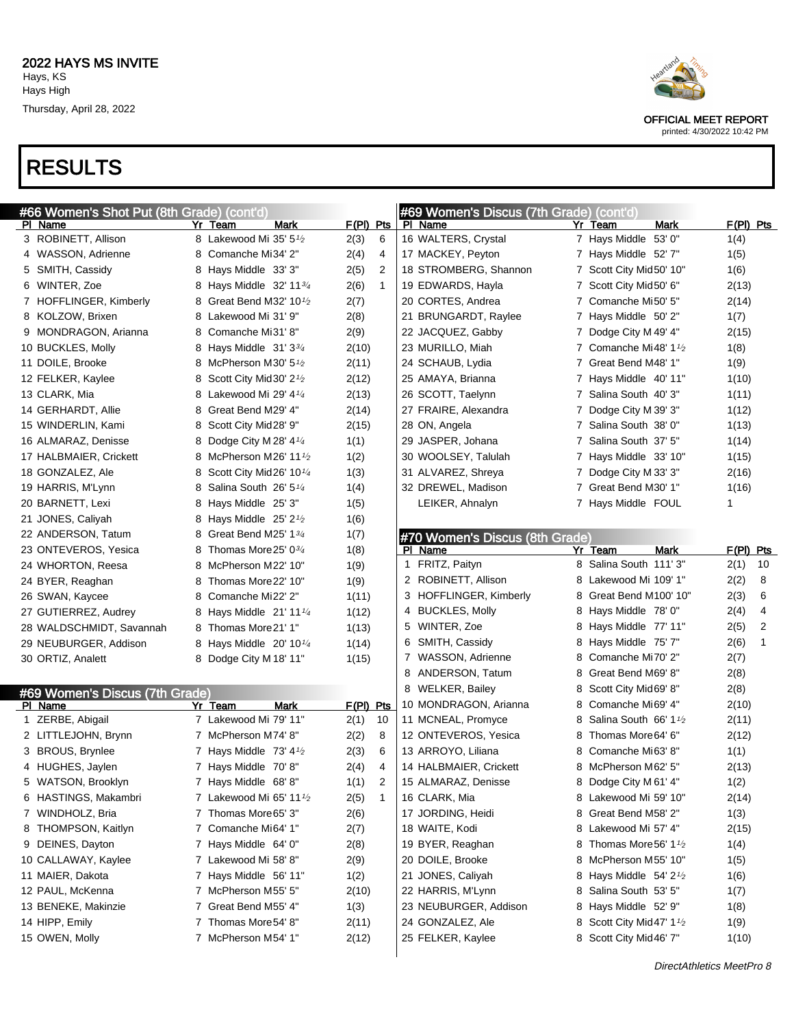# 2022 HAYS MS INVITE

Hays, KS
Hays High
Thursday, April 28, 2022

OFFICIAL MEET REPORT
printed: 4/30/2022 10:42 PM

# RESULTS

## #66 Women's Shot Put (8th Grade) (cont'd)

| Pl | Name | Yr | Team | Mark | F(Pl) | Pts |
|---|---|---|---|---|---|---|
| 3 | ROBINETT, Allison | 8 | Lakewood Mi | 35' 5½ | 2(3) | 6 |
| 4 | WASSON, Adrienne | 8 | Comanche Mi | 34' 2" | 2(4) | 4 |
| 5 | SMITH, Cassidy | 8 | Hays Middle | 33' 3" | 2(5) | 2 |
| 6 | WINTER, Zoe | 8 | Hays Middle | 32' 11¾ | 2(6) | 1 |
| 7 | HOFFLINGER, Kimberly | 8 | Great Bend M | 32' 10½ | 2(7) | |
| 8 | KOLZOW, Brixen | 8 | Lakewood Mi | 31' 9" | 2(8) | |
| 9 | MONDRAGON, Arianna | 8 | Comanche Mi | 31' 8" | 2(9) | |
| 10 | BUCKLES, Molly | 8 | Hays Middle | 31' 3¾ | 2(10) | |
| 11 | DOILE, Brooke | 8 | McPherson M | 30' 5½ | 2(11) | |
| 12 | FELKER, Kaylee | 8 | Scott City Mid | 30' 2½ | 2(12) | |
| 13 | CLARK, Mia | 8 | Lakewood Mi | 29' 4¼ | 2(13) | |
| 14 | GERHARDT, Allie | 8 | Great Bend M | 29' 4" | 2(14) | |
| 15 | WINDERLIN, Kami | 8 | Scott City Mid | 28' 9" | 2(15) | |
| 16 | ALMARAZ, Denisse | 8 | Dodge City M | 28' 4¼ | 1(1) | |
| 17 | HALBMAIER, Crickett | 8 | McPherson M | 26' 11½ | 1(2) | |
| 18 | GONZALEZ, Ale | 8 | Scott City Mid | 26' 10¼ | 1(3) | |
| 19 | HARRIS, M'Lynn | 8 | Salina South | 26' 5¼ | 1(4) | |
| 20 | BARNETT, Lexi | 8 | Hays Middle | 25' 3" | 1(5) | |
| 21 | JONES, Caliyah | 8 | Hays Middle | 25' 2½ | 1(6) | |
| 22 | ANDERSON, Tatum | 8 | Great Bend M | 25' 1¾ | 1(7) | |
| 23 | ONTEVEROS, Yesica | 8 | Thomas More | 25' 0¾ | 1(8) | |
| 24 | WHORTON, Reesa | 8 | McPherson M | 22' 10" | 1(9) | |
| 24 | BYER, Reaghan | 8 | Thomas More | 22' 10" | 1(9) | |
| 26 | SWAN, Kaycee | 8 | Comanche Mi | 22' 2" | 1(11) | |
| 27 | GUTIERREZ, Audrey | 8 | Hays Middle | 21' 11¼ | 1(12) | |
| 28 | WALDSCHMIDT, Savannah | 8 | Thomas More | 21' 1" | 1(13) | |
| 29 | NEUBURGER, Addison | 8 | Hays Middle | 20' 10¼ | 1(14) | |
| 30 | ORTIZ, Analett | 8 | Dodge City M | 18' 11" | 1(15) | |

## #69 Women's Discus (7th Grade)

| Pl | Name | Yr | Team | Mark | F(Pl) | Pts |
|---|---|---|---|---|---|---|
| 1 | ZERBE, Abigail | 7 | Lakewood Mi | 79' 11" | 2(1) | 10 |
| 2 | LITTLEJOHN, Brynn | 7 | McPherson M | 74' 8" | 2(2) | 8 |
| 3 | BROUS, Brynlee | 7 | Hays Middle | 73' 4½ | 2(3) | 6 |
| 4 | HUGHES, Jaylen | 7 | Hays Middle | 70' 8" | 2(4) | 4 |
| 5 | WATSON, Brooklyn | 7 | Hays Middle | 68' 8" | 1(1) | 2 |
| 6 | HASTINGS, Makambri | 7 | Lakewood Mi | 65' 11½ | 2(5) | 1 |
| 7 | WINDHOLZ, Bria | 7 | Thomas More | 65' 3" | 2(6) | |
| 8 | THOMPSON, Kaitlyn | 7 | Comanche Mi | 64' 1" | 2(7) | |
| 9 | DEINES, Dayton | 7 | Hays Middle | 64' 0" | 2(8) | |
| 10 | CALLAWAY, Kaylee | 7 | Lakewood Mi | 58' 8" | 2(9) | |
| 11 | MAIER, Dakota | 7 | Hays Middle | 56' 11" | 1(2) | |
| 12 | PAUL, McKenna | 7 | McPherson M | 55' 5" | 2(10) | |
| 13 | BENEKE, Makinzie | 7 | Great Bend M | 55' 4" | 1(3) | |
| 14 | HIPP, Emily | 7 | Thomas More | 54' 8" | 2(11) | |
| 15 | OWEN, Molly | 7 | McPherson M | 54' 1" | 2(12) | |
| 16 | WALTERS, Crystal | 7 | Hays Middle | 53' 0" | 1(4) | |
| 17 | MACKEY, Peyton | 7 | Hays Middle | 52' 7" | 1(5) | |
| 18 | STROMBERG, Shannon | 7 | Scott City Mid | 50' 10" | 1(6) | |
| 19 | EDWARDS, Hayla | 7 | Scott City Mid | 50' 6" | 2(13) | |
| 20 | CORTES, Andrea | 7 | Comanche Mi | 50' 5" | 2(14) | |
| 21 | BRUNGARDT, Raylee | 7 | Hays Middle | 50' 2" | 1(7) | |
| 22 | JACQUEZ, Gabby | 7 | Dodge City M | 49' 4" | 2(15) | |
| 23 | MURILLO, Miah | 7 | Comanche Mi | 48' 1½ | 1(8) | |
| 24 | SCHAUB, Lydia | 7 | Great Bend M | 48' 1" | 1(9) | |
| 25 | AMAYA, Brianna | 7 | Hays Middle | 40' 11" | 1(10) | |
| 26 | SCOTT, Taelynn | 7 | Salina South | 40' 3" | 1(11) | |
| 27 | FRAIRE, Alexandra | 7 | Dodge City M | 39' 3" | 1(12) | |
| 28 | ON, Angela | 7 | Salina South | 38' 0" | 1(13) | |
| 29 | JASPER, Johana | 7 | Salina South | 37' 5" | 1(14) | |
| 30 | WOOLSEY, Talulah | 7 | Hays Middle | 33' 10" | 1(15) | |
| 31 | ALVAREZ, Shreya | 7 | Dodge City M | 33' 3" | 2(16) | |
| 32 | DREWEL, Madison | 7 | Great Bend M | 30' 1" | 1(16) | |
| | LEIKER, Ahnalyn | 7 | Hays Middle | FOUL | 1 | |

## #70 Women's Discus (8th Grade)

| Pl | Name | Yr | Team | Mark | F(Pl) | Pts |
|---|---|---|---|---|---|---|
| 1 | FRITZ, Paityn | 8 | Salina South | 111' 3" | 2(1) | 10 |
| 2 | ROBINETT, Allison | 8 | Lakewood Mi | 109' 1" | 2(2) | 8 |
| 3 | HOFFLINGER, Kimberly | 8 | Great Bend M | 100' 10" | 2(3) | 6 |
| 4 | BUCKLES, Molly | 8 | Hays Middle | 78' 0" | 2(4) | 4 |
| 5 | WINTER, Zoe | 8 | Hays Middle | 77' 11" | 2(5) | 2 |
| 6 | SMITH, Cassidy | 8 | Hays Middle | 75' 7" | 2(6) | 1 |
| 7 | WASSON, Adrienne | 8 | Comanche Mi | 70' 2" | 2(7) | |
| 8 | ANDERSON, Tatum | 8 | Great Bend M | 69' 8" | 2(8) | |
| 8 | WELKER, Bailey | 8 | Scott City Mid | 69' 8" | 2(8) | |
| 10 | MONDRAGON, Arianna | 8 | Comanche Mi | 69' 4" | 2(10) | |
| 11 | MCNEAL, Promyce | 8 | Salina South | 66' 1½ | 2(11) | |
| 12 | ONTEVEROS, Yesica | 8 | Thomas More | 64' 6" | 2(12) | |
| 13 | ARROYO, Liliana | 8 | Comanche Mi | 63' 8" | 1(1) | |
| 14 | HALBMAIER, Crickett | 8 | McPherson M | 62' 5" | 2(13) | |
| 15 | ALMARAZ, Denisse | 8 | Dodge City M | 61' 4" | 1(2) | |
| 16 | CLARK, Mia | 8 | Lakewood Mi | 59' 10" | 2(14) | |
| 17 | JORDING, Heidi | 8 | Great Bend M | 58' 2" | 1(3) | |
| 18 | WAITE, Kodi | 8 | Lakewood Mi | 57' 4" | 2(15) | |
| 19 | BYER, Reaghan | 8 | Thomas More | 56' 1½ | 1(4) | |
| 20 | DOILE, Brooke | 8 | McPherson M | 55' 10" | 1(5) | |
| 21 | JONES, Caliyah | 8 | Hays Middle | 54' 2½ | 1(6) | |
| 22 | HARRIS, M'Lynn | 8 | Salina South | 53' 5" | 1(7) | |
| 23 | NEUBURGER, Addison | 8 | Hays Middle | 52' 9" | 1(8) | |
| 24 | GONZALEZ, Ale | 8 | Scott City Mid | 47' 1½ | 1(9) | |
| 25 | FELKER, Kaylee | 8 | Scott City Mid | 46' 7" | 1(10) | |

*DirectAthletics MeetPro 8*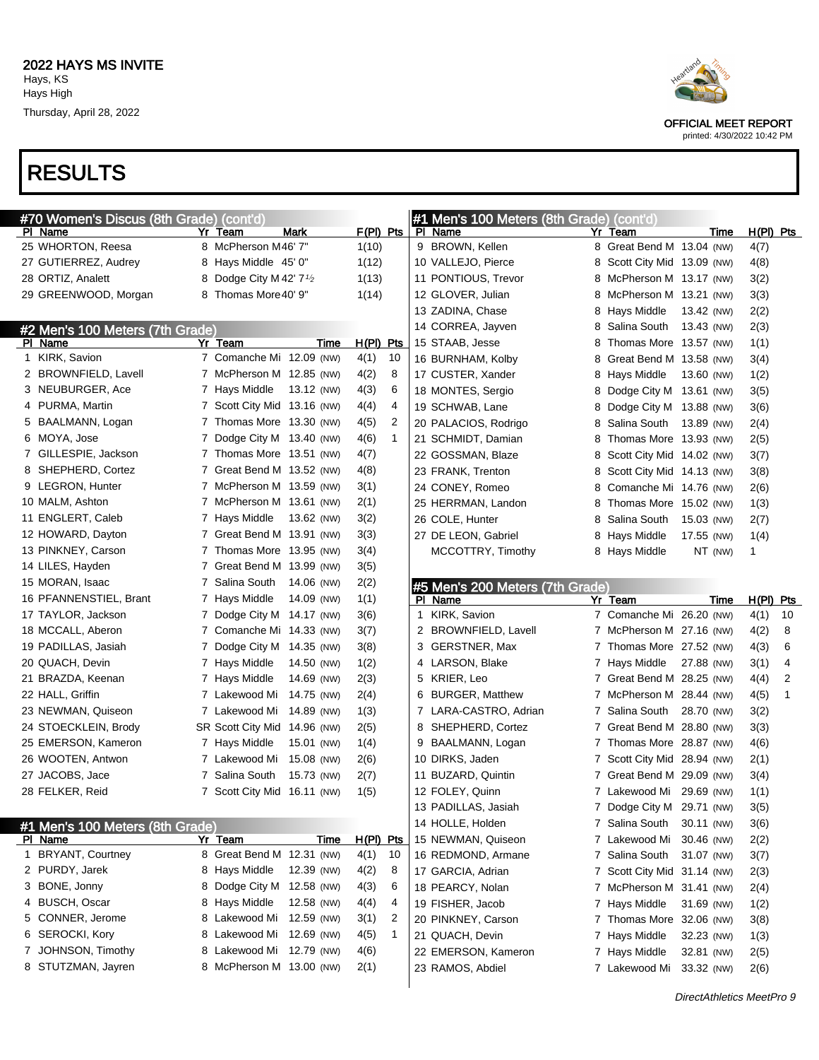# RESULTS

### #70 Women's Discus (8th Grade) (cont'd)

| Pl | Name | Yr | Team | Mark | F(Pl) | Pts |
|---|---|---|---|---|---|---|
| 25 | WHORTON, Reesa | 8 | McPherson M | 46' 7" | 1(10) | |
| 27 | GUTIERREZ, Audrey | 8 | Hays Middle | 45' 0" | 1(12) | |
| 28 | ORTIZ, Analett | 8 | Dodge City M | 42' 7½ | 1(13) | |
| 29 | GREENWOOD, Morgan | 8 | Thomas More | 40' 9" | 1(14) | |

### #2 Men's 100 Meters (7th Grade)

| Pl | Name | Yr | Team | Time | H(Pl) | Pts |
|---|---|---|---|---|---|---|
| 1 | KIRK, Savion | 7 | Comanche Mi | 12.09 (NW) | 4(1) | 10 |
| 2 | BROWNFIELD, Lavell | 7 | McPherson M | 12.85 (NW) | 4(2) | 8 |
| 3 | NEUBURGER, Ace | 7 | Hays Middle | 13.12 (NW) | 4(3) | 6 |
| 4 | PURMA, Martin | 7 | Scott City Mid | 13.16 (NW) | 4(4) | 4 |
| 5 | BAALMANN, Logan | 7 | Thomas More | 13.30 (NW) | 4(5) | 2 |
| 6 | MOYA, Jose | 7 | Dodge City M | 13.40 (NW) | 4(6) | 1 |
| 7 | GILLESPIE, Jackson | 7 | Thomas More | 13.51 (NW) | 4(7) | |
| 8 | SHEPHERD, Cortez | 7 | Great Bend M | 13.52 (NW) | 4(8) | |
| 9 | LEGRON, Hunter | 7 | McPherson M | 13.59 (NW) | 3(1) | |
| 10 | MALM, Ashton | 7 | McPherson M | 13.61 (NW) | 2(1) | |
| 11 | ENGLERT, Caleb | 7 | Hays Middle | 13.62 (NW) | 3(2) | |
| 12 | HOWARD, Dayton | 7 | Great Bend M | 13.91 (NW) | 3(3) | |
| 13 | PINKNEY, Carson | 7 | Thomas More | 13.95 (NW) | 3(4) | |
| 14 | LILES, Hayden | 7 | Great Bend M | 13.99 (NW) | 3(5) | |
| 15 | MORAN, Isaac | 7 | Salina South | 14.06 (NW) | 2(2) | |
| 16 | PFANNENSTIEL, Brant | 7 | Hays Middle | 14.09 (NW) | 1(1) | |
| 17 | TAYLOR, Jackson | 7 | Dodge City M | 14.17 (NW) | 3(6) | |
| 18 | MCCALL, Aberon | 7 | Comanche Mi | 14.33 (NW) | 3(7) | |
| 19 | PADILLAS, Jasiah | 7 | Dodge City M | 14.35 (NW) | 3(8) | |
| 20 | QUACH, Devin | 7 | Hays Middle | 14.50 (NW) | 1(2) | |
| 21 | BRAZDA, Keenan | 7 | Hays Middle | 14.69 (NW) | 2(3) | |
| 22 | HALL, Griffin | 7 | Lakewood Mi | 14.75 (NW) | 2(4) | |
| 23 | NEWMAN, Quiseon | 7 | Lakewood Mi | 14.89 (NW) | 1(3) | |
| 24 | STOECKLEIN, Brody | SR | Scott City Mid | 14.96 (NW) | 2(5) | |
| 25 | EMERSON, Kameron | 7 | Hays Middle | 15.01 (NW) | 1(4) | |
| 26 | WOOTEN, Antwon | 7 | Lakewood Mi | 15.08 (NW) | 2(6) | |
| 27 | JACOBS, Jace | 7 | Salina South | 15.73 (NW) | 2(7) | |
| 28 | FELKER, Reid | 7 | Scott City Mid | 16.11 (NW) | 1(5) | |

### #1 Men's 100 Meters (8th Grade)

| Pl | Name | Yr | Team | Time | H(Pl) | Pts |
|---|---|---|---|---|---|---|
| 1 | BRYANT, Courtney | 8 | Great Bend M | 12.31 (NW) | 4(1) | 10 |
| 2 | PURDY, Jarek | 8 | Hays Middle | 12.39 (NW) | 4(2) | 8 |
| 3 | BONE, Jonny | 8 | Dodge City M | 12.58 (NW) | 4(3) | 6 |
| 4 | BUSCH, Oscar | 8 | Hays Middle | 12.58 (NW) | 4(4) | 4 |
| 5 | CONNER, Jerome | 8 | Lakewood Mi | 12.59 (NW) | 3(1) | 2 |
| 6 | SEROCKI, Kory | 8 | Lakewood Mi | 12.69 (NW) | 4(5) | 1 |
| 7 | JOHNSON, Timothy | 8 | Lakewood Mi | 12.79 (NW) | 4(6) | |
| 8 | STUTZMAN, Jayren | 8 | McPherson M | 13.00 (NW) | 2(1) | |
| 9 | BROWN, Kellen | 8 | Great Bend M | 13.04 (NW) | 4(7) | |
| 10 | VALLEJO, Pierce | 8 | Scott City Mid | 13.09 (NW) | 4(8) | |
| 11 | PONTIOUS, Trevor | 8 | McPherson M | 13.17 (NW) | 3(2) | |
| 12 | GLOVER, Julian | 8 | McPherson M | 13.21 (NW) | 3(3) | |
| 13 | ZADINA, Chase | 8 | Hays Middle | 13.42 (NW) | 2(2) | |
| 14 | CORREA, Jayven | 8 | Salina South | 13.43 (NW) | 2(3) | |
| 15 | STAAB, Jesse | 8 | Thomas More | 13.57 (NW) | 1(1) | |
| 16 | BURNHAM, Kolby | 8 | Great Bend M | 13.58 (NW) | 3(4) | |
| 17 | CUSTER, Xander | 8 | Hays Middle | 13.60 (NW) | 1(2) | |
| 18 | MONTES, Sergio | 8 | Dodge City M | 13.61 (NW) | 3(5) | |
| 19 | SCHWAB, Lane | 8 | Dodge City M | 13.88 (NW) | 3(6) | |
| 20 | PALACIOS, Rodrigo | 8 | Salina South | 13.89 (NW) | 2(4) | |
| 21 | SCHMIDT, Damian | 8 | Thomas More | 13.93 (NW) | 2(5) | |
| 22 | GOSSMAN, Blaze | 8 | Scott City Mid | 14.02 (NW) | 3(7) | |
| 23 | FRANK, Trenton | 8 | Scott City Mid | 14.13 (NW) | 3(8) | |
| 24 | CONEY, Romeo | 8 | Comanche Mi | 14.76 (NW) | 2(6) | |
| 25 | HERRMAN, Landon | 8 | Thomas More | 15.02 (NW) | 1(3) | |
| 26 | COLE, Hunter | 8 | Salina South | 15.03 (NW) | 2(7) | |
| 27 | DE LEON, Gabriel | 8 | Hays Middle | 17.55 (NW) | 1(4) | |
| | MCCOTTRY, Timothy | 8 | Hays Middle | NT (NW) | 1 | |

### #5 Men's 200 Meters (7th Grade)

| Pl | Name | Yr | Team | Time | H(Pl) | Pts |
|---|---|---|---|---|---|---|
| 1 | KIRK, Savion | 7 | Comanche Mi | 26.20 (NW) | 4(1) | 10 |
| 2 | BROWNFIELD, Lavell | 7 | McPherson M | 27.16 (NW) | 4(2) | 8 |
| 3 | GERSTNER, Max | 7 | Thomas More | 27.52 (NW) | 4(3) | 6 |
| 4 | LARSON, Blake | 7 | Hays Middle | 27.88 (NW) | 3(1) | 4 |
| 5 | KRIER, Leo | 7 | Great Bend M | 28.25 (NW) | 4(4) | 2 |
| 6 | BURGER, Matthew | 7 | McPherson M | 28.44 (NW) | 4(5) | 1 |
| 7 | LARA-CASTRO, Adrian | 7 | Salina South | 28.70 (NW) | 3(2) | |
| 8 | SHEPHERD, Cortez | 7 | Great Bend M | 28.80 (NW) | 3(3) | |
| 9 | BAALMANN, Logan | 7 | Thomas More | 28.87 (NW) | 4(6) | |
| 10 | DIRKS, Jaden | 7 | Scott City Mid | 28.94 (NW) | 2(1) | |
| 11 | BUZARD, Quintin | 7 | Great Bend M | 29.09 (NW) | 3(4) | |
| 12 | FOLEY, Quinn | 7 | Lakewood Mi | 29.69 (NW) | 1(1) | |
| 13 | PADILLAS, Jasiah | 7 | Dodge City M | 29.71 (NW) | 3(5) | |
| 14 | HOLLE, Holden | 7 | Salina South | 30.11 (NW) | 3(6) | |
| 15 | NEWMAN, Quiseon | 7 | Lakewood Mi | 30.46 (NW) | 2(2) | |
| 16 | REDMOND, Armane | 7 | Salina South | 31.07 (NW) | 3(7) | |
| 17 | GARCIA, Adrian | 7 | Scott City Mid | 31.14 (NW) | 2(3) | |
| 18 | PEARCY, Nolan | 7 | McPherson M | 31.41 (NW) | 2(4) | |
| 19 | FISHER, Jacob | 7 | Hays Middle | 31.69 (NW) | 1(2) | |
| 20 | PINKNEY, Carson | 7 | Thomas More | 32.06 (NW) | 3(8) | |
| 21 | QUACH, Devin | 7 | Hays Middle | 32.23 (NW) | 1(3) | |
| 22 | EMERSON, Kameron | 7 | Hays Middle | 32.81 (NW) | 2(5) | |
| 23 | RAMOS, Abdiel | 7 | Lakewood Mi | 33.32 (NW) | 2(6) | |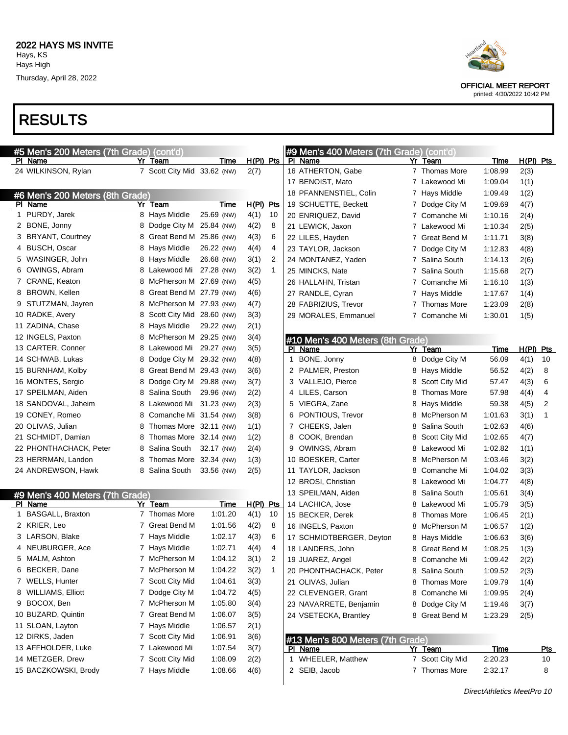# 2022 HAYS MS INVITE

Hays, KS
Hays High
Thursday, April 28, 2022

OFFICIAL MEET REPORT
printed: 4/30/2022 10:42 PM

# RESULTS

## #5 Men's 200 Meters (7th Grade) (cont'd)

| Pl | Name | Yr | Team | Time | H(Pl) | Pts |
|---|---|---|---|---|---|---|
| 24 | WILKINSON, Rylan | 7 | Scott City Mid | 33.62 (NW) | 2(7) | |

## #6 Men's 200 Meters (8th Grade)

| Pl | Name | Yr | Team | Time | H(Pl) | Pts |
|---|---|---|---|---|---|---|
| 1 | PURDY, Jarek | 8 | Hays Middle | 25.69 (NW) | 4(1) | 10 |
| 2 | BONE, Jonny | 8 | Dodge City M | 25.84 (NW) | 4(2) | 8 |
| 3 | BRYANT, Courtney | 8 | Great Bend M | 25.86 (NW) | 4(3) | 6 |
| 4 | BUSCH, Oscar | 8 | Hays Middle | 26.22 (NW) | 4(4) | 4 |
| 5 | WASINGER, John | 8 | Hays Middle | 26.68 (NW) | 3(1) | 2 |
| 6 | OWINGS, Abram | 8 | Lakewood Mi | 27.28 (NW) | 3(2) | 1 |
| 7 | CRANE, Keaton | 8 | McPherson M | 27.69 (NW) | 4(5) | |
| 8 | BROWN, Kellen | 8 | Great Bend M | 27.79 (NW) | 4(6) | |
| 9 | STUTZMAN, Jayren | 8 | McPherson M | 27.93 (NW) | 4(7) | |
| 10 | RADKE, Avery | 8 | Scott City Mid | 28.60 (NW) | 3(3) | |
| 11 | ZADINA, Chase | 8 | Hays Middle | 29.22 (NW) | 2(1) | |
| 12 | INGELS, Paxton | 8 | McPherson M | 29.25 (NW) | 3(4) | |
| 13 | CARTER, Conner | 8 | Lakewood Mi | 29.27 (NW) | 3(5) | |
| 14 | SCHWAB, Lukas | 8 | Dodge City M | 29.32 (NW) | 4(8) | |
| 15 | BURNHAM, Kolby | 8 | Great Bend M | 29.43 (NW) | 3(6) | |
| 16 | MONTES, Sergio | 8 | Dodge City M | 29.88 (NW) | 3(7) | |
| 17 | SPEILMAN, Aiden | 8 | Salina South | 29.96 (NW) | 2(2) | |
| 18 | SANDOVAL, Jaheim | 8 | Lakewood Mi | 31.23 (NW) | 2(3) | |
| 19 | CONEY, Romeo | 8 | Comanche Mi | 31.54 (NW) | 3(8) | |
| 20 | OLIVAS, Julian | 8 | Thomas More | 32.11 (NW) | 1(1) | |
| 21 | SCHMIDT, Damian | 8 | Thomas More | 32.14 (NW) | 1(2) | |
| 22 | PHONTHACHACK, Peter | 8 | Salina South | 32.17 (NW) | 2(4) | |
| 23 | HERRMAN, Landon | 8 | Thomas More | 32.34 (NW) | 1(3) | |
| 24 | ANDREWSON, Hawk | 8 | Salina South | 33.56 (NW) | 2(5) | |

## #9 Men's 400 Meters (7th Grade)

| Pl | Name | Yr | Team | Time | H(Pl) | Pts |
|---|---|---|---|---|---|---|
| 1 | BASGALL, Braxton | 7 | Thomas More | 1:01.20 | 4(1) | 10 |
| 2 | KRIER, Leo | 7 | Great Bend M | 1:01.56 | 4(2) | 8 |
| 3 | LARSON, Blake | 7 | Hays Middle | 1:02.17 | 4(3) | 6 |
| 4 | NEUBURGER, Ace | 7 | Hays Middle | 1:02.71 | 4(4) | 4 |
| 5 | MALM, Ashton | 7 | McPherson M | 1:04.12 | 3(1) | 2 |
| 6 | BECKER, Dane | 7 | McPherson M | 1:04.22 | 3(2) | 1 |
| 7 | WELLS, Hunter | 7 | Scott City Mid | 1:04.61 | 3(3) | |
| 8 | WILLIAMS, Elliott | 7 | Dodge City M | 1:04.72 | 4(5) | |
| 9 | BOCOX, Ben | 7 | McPherson M | 1:05.80 | 3(4) | |
| 10 | BUZARD, Quintin | 7 | Great Bend M | 1:06.07 | 3(5) | |
| 11 | SLOAN, Layton | 7 | Hays Middle | 1:06.57 | 2(1) | |
| 12 | DIRKS, Jaden | 7 | Scott City Mid | 1:06.91 | 3(6) | |
| 13 | AFFHOLDER, Luke | 7 | Lakewood Mi | 1:07.54 | 3(7) | |
| 14 | METZGER, Drew | 7 | Scott City Mid | 1:08.09 | 2(2) | |
| 15 | BACZKOWSKI, Brody | 7 | Hays Middle | 1:08.66 | 4(6) | |
| 16 | ATHERTON, Gabe | 7 | Thomas More | 1:08.99 | 2(3) | |
| 17 | BENOIST, Mato | 7 | Lakewood Mi | 1:09.04 | 1(1) | |
| 18 | PFANNENSTIEL, Colin | 7 | Hays Middle | 1:09.49 | 1(2) | |
| 19 | SCHUETTE, Beckett | 7 | Dodge City M | 1:09.69 | 4(7) | |
| 20 | ENRIQUEZ, David | 7 | Comanche Mi | 1:10.16 | 2(4) | |
| 21 | LEWICK, Jaxon | 7 | Lakewood Mi | 1:10.34 | 2(5) | |
| 22 | LILES, Hayden | 7 | Great Bend M | 1:11.71 | 3(8) | |
| 23 | TAYLOR, Jackson | 7 | Dodge City M | 1:12.83 | 4(8) | |
| 24 | MONTANEZ, Yaden | 7 | Salina South | 1:14.13 | 2(6) | |
| 25 | MINCKS, Nate | 7 | Salina South | 1:15.68 | 2(7) | |
| 26 | HALLAHN, Tristan | 7 | Comanche Mi | 1:16.10 | 1(3) | |
| 27 | RANDLE, Cyran | 7 | Hays Middle | 1:17.67 | 1(4) | |
| 28 | FABRIZIUS, Trevor | 7 | Thomas More | 1:23.09 | 2(8) | |
| 29 | MORALES, Emmanuel | 7 | Comanche Mi | 1:30.01 | 1(5) | |

## #10 Men's 400 Meters (8th Grade)

| Pl | Name | Yr | Team | Time | H(Pl) | Pts |
|---|---|---|---|---|---|---|
| 1 | BONE, Jonny | 8 | Dodge City M | 56.09 | 4(1) | 10 |
| 2 | PALMER, Preston | 8 | Hays Middle | 56.52 | 4(2) | 8 |
| 3 | VALLEJO, Pierce | 8 | Scott City Mid | 57.47 | 4(3) | 6 |
| 4 | LILES, Carson | 8 | Thomas More | 57.98 | 4(4) | 4 |
| 5 | VIEGRA, Zane | 8 | Hays Middle | 59.38 | 4(5) | 2 |
| 6 | PONTIOUS, Trevor | 8 | McPherson M | 1:01.63 | 3(1) | 1 |
| 7 | CHEEKS, Jalen | 8 | Salina South | 1:02.63 | 4(6) | |
| 8 | COOK, Brendan | 8 | Scott City Mid | 1:02.65 | 4(7) | |
| 9 | OWINGS, Abram | 8 | Lakewood Mi | 1:02.82 | 1(1) | |
| 10 | BOESKER, Carter | 8 | McPherson M | 1:03.46 | 3(2) | |
| 11 | TAYLOR, Jackson | 8 | Comanche Mi | 1:04.02 | 3(3) | |
| 12 | BROSI, Christian | 8 | Lakewood Mi | 1:04.77 | 4(8) | |
| 13 | SPEILMAN, Aiden | 8 | Salina South | 1:05.61 | 3(4) | |
| 14 | LACHICA, Jose | 8 | Lakewood Mi | 1:05.79 | 3(5) | |
| 15 | BECKER, Derek | 8 | Thomas More | 1:06.45 | 2(1) | |
| 16 | INGELS, Paxton | 8 | McPherson M | 1:06.57 | 1(2) | |
| 17 | SCHMIDTBERGER, Deyton | 8 | Hays Middle | 1:06.63 | 3(6) | |
| 18 | LANDERS, John | 8 | Great Bend M | 1:08.25 | 1(3) | |
| 19 | JUAREZ, Angel | 8 | Comanche Mi | 1:09.42 | 2(2) | |
| 20 | PHONTHACHACK, Peter | 8 | Salina South | 1:09.52 | 2(3) | |
| 21 | OLIVAS, Julian | 8 | Thomas More | 1:09.79 | 1(4) | |
| 22 | CLEVENGER, Grant | 8 | Comanche Mi | 1:09.95 | 2(4) | |
| 23 | NAVARRETE, Benjamin | 8 | Dodge City M | 1:19.46 | 3(7) | |
| 24 | VSETECKA, Brantley | 8 | Great Bend M | 1:23.29 | 2(5) | |

## #13 Men's 800 Meters (7th Grade)

| Pl | Name | Yr | Team | Time | Pts |
|---|---|---|---|---|---|
| 1 | WHEELER, Matthew | 7 | Scott City Mid | 2:20.23 | 10 |
| 2 | SEIB, Jacob | 7 | Thomas More | 2:32.17 | 8 |

*DirectAthletics MeetPro 10*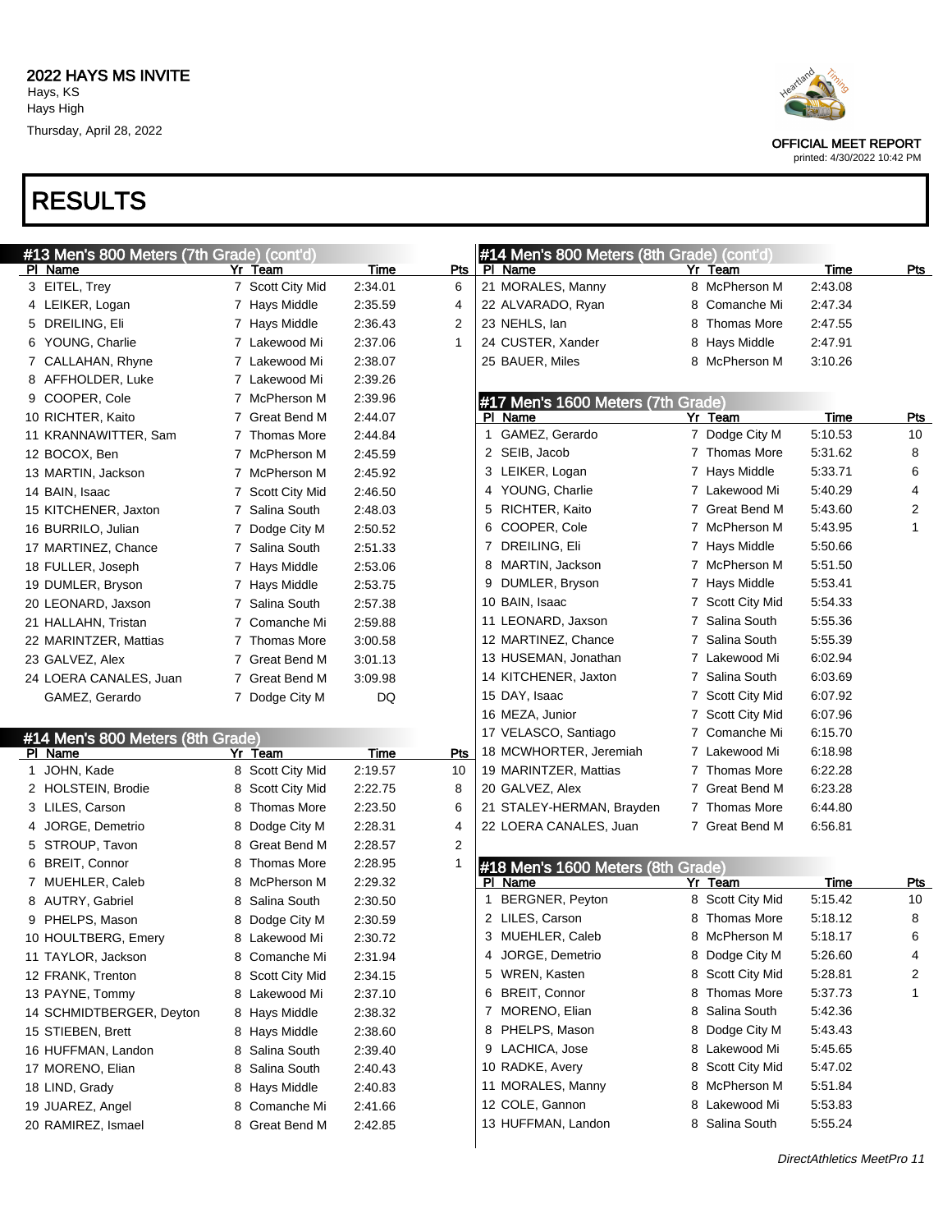# 2022 HAYS MS INVITE

Hays, KS
Hays High
Thursday, April 28, 2022

OFFICIAL MEET REPORT
printed: 4/30/2022 10:42 PM

# RESULTS

## #13 Men's 800 Meters (7th Grade) (cont'd)

| Pl | Name | Yr | Team | Time | Pts |
|---|---|---|---|---|---|
| 3 | EITEL, Trey | 7 | Scott City Mid | 2:34.01 | 6 |
| 4 | LEIKER, Logan | 7 | Hays Middle | 2:35.59 | 4 |
| 5 | DREILING, Eli | 7 | Hays Middle | 2:36.43 | 2 |
| 6 | YOUNG, Charlie | 7 | Lakewood Mi | 2:37.06 | 1 |
| 7 | CALLAHAN, Rhyne | 7 | Lakewood Mi | 2:38.07 | |
| 8 | AFFHOLDER, Luke | 7 | Lakewood Mi | 2:39.26 | |
| 9 | COOPER, Cole | 7 | McPherson M | 2:39.96 | |
| 10 | RICHTER, Kaito | 7 | Great Bend M | 2:44.07 | |
| 11 | KRANNAWITTER, Sam | 7 | Thomas More | 2:44.84 | |
| 12 | BOCOX, Ben | 7 | McPherson M | 2:45.59 | |
| 13 | MARTIN, Jackson | 7 | McPherson M | 2:45.92 | |
| 14 | BAIN, Isaac | 7 | Scott City Mid | 2:46.50 | |
| 15 | KITCHENER, Jaxton | 7 | Salina South | 2:48.03 | |
| 16 | BURRILO, Julian | 7 | Dodge City M | 2:50.52 | |
| 17 | MARTINEZ, Chance | 7 | Salina South | 2:51.33 | |
| 18 | FULLER, Joseph | 7 | Hays Middle | 2:53.06 | |
| 19 | DUMLER, Bryson | 7 | Hays Middle | 2:53.75 | |
| 20 | LEONARD, Jaxson | 7 | Salina South | 2:57.38 | |
| 21 | HALLAHN, Tristan | 7 | Comanche Mi | 2:59.88 | |
| 22 | MARINTZER, Mattias | 7 | Thomas More | 3:00.58 | |
| 23 | GALVEZ, Alex | 7 | Great Bend M | 3:01.13 | |
| 24 | LOERA CANALES, Juan | 7 | Great Bend M | 3:09.98 | |
| | GAMEZ, Gerardo | 7 | Dodge City M | DQ | |

## #14 Men's 800 Meters (8th Grade)

| Pl | Name | Yr | Team | Time | Pts |
|---|---|---|---|---|---|
| 1 | JOHN, Kade | 8 | Scott City Mid | 2:19.57 | 10 |
| 2 | HOLSTEIN, Brodie | 8 | Scott City Mid | 2:22.75 | 8 |
| 3 | LILES, Carson | 8 | Thomas More | 2:23.50 | 6 |
| 4 | JORGE, Demetrio | 8 | Dodge City M | 2:28.31 | 4 |
| 5 | STROUP, Tavon | 8 | Great Bend M | 2:28.57 | 2 |
| 6 | BREIT, Connor | 8 | Thomas More | 2:28.95 | 1 |
| 7 | MUEHLER, Caleb | 8 | McPherson M | 2:29.32 | |
| 8 | AUTRY, Gabriel | 8 | Salina South | 2:30.50 | |
| 9 | PHELPS, Mason | 8 | Dodge City M | 2:30.59 | |
| 10 | HOULTBERG, Emery | 8 | Lakewood Mi | 2:30.72 | |
| 11 | TAYLOR, Jackson | 8 | Comanche Mi | 2:31.94 | |
| 12 | FRANK, Trenton | 8 | Scott City Mid | 2:34.15 | |
| 13 | PAYNE, Tommy | 8 | Lakewood Mi | 2:37.10 | |
| 14 | SCHMIDTBERGER, Deyton | 8 | Hays Middle | 2:38.32 | |
| 15 | STIEBEN, Brett | 8 | Hays Middle | 2:38.60 | |
| 16 | HUFFMAN, Landon | 8 | Salina South | 2:39.40 | |
| 17 | MORENO, Elian | 8 | Salina South | 2:40.43 | |
| 18 | LIND, Grady | 8 | Hays Middle | 2:40.83 | |
| 19 | JUAREZ, Angel | 8 | Comanche Mi | 2:41.66 | |
| 20 | RAMIREZ, Ismael | 8 | Great Bend M | 2:42.85 | |
| 21 | MORALES, Manny | 8 | McPherson M | 2:43.08 | |
| 22 | ALVARADO, Ryan | 8 | Comanche Mi | 2:47.34 | |
| 23 | NEHLS, Ian | 8 | Thomas More | 2:47.55 | |
| 24 | CUSTER, Xander | 8 | Hays Middle | 2:47.91 | |
| 25 | BAUER, Miles | 8 | McPherson M | 3:10.26 | |

## #17 Men's 1600 Meters (7th Grade)

| Pl | Name | Yr | Team | Time | Pts |
|---|---|---|---|---|---|
| 1 | GAMEZ, Gerardo | 7 | Dodge City M | 5:10.53 | 10 |
| 2 | SEIB, Jacob | 7 | Thomas More | 5:31.62 | 8 |
| 3 | LEIKER, Logan | 7 | Hays Middle | 5:33.71 | 6 |
| 4 | YOUNG, Charlie | 7 | Lakewood Mi | 5:40.29 | 4 |
| 5 | RICHTER, Kaito | 7 | Great Bend M | 5:43.60 | 2 |
| 6 | COOPER, Cole | 7 | McPherson M | 5:43.95 | 1 |
| 7 | DREILING, Eli | 7 | Hays Middle | 5:50.66 | |
| 8 | MARTIN, Jackson | 7 | McPherson M | 5:51.50 | |
| 9 | DUMLER, Bryson | 7 | Hays Middle | 5:53.41 | |
| 10 | BAIN, Isaac | 7 | Scott City Mid | 5:54.33 | |
| 11 | LEONARD, Jaxson | 7 | Salina South | 5:55.36 | |
| 12 | MARTINEZ, Chance | 7 | Salina South | 5:55.39 | |
| 13 | HUSEMAN, Jonathan | 7 | Lakewood Mi | 6:02.94 | |
| 14 | KITCHENER, Jaxton | 7 | Salina South | 6:03.69 | |
| 15 | DAY, Isaac | 7 | Scott City Mid | 6:07.92 | |
| 16 | MEZA, Junior | 7 | Scott City Mid | 6:07.96 | |
| 17 | VELASCO, Santiago | 7 | Comanche Mi | 6:15.70 | |
| 18 | MCWHORTER, Jeremiah | 7 | Lakewood Mi | 6:18.98 | |
| 19 | MARINTZER, Mattias | 7 | Thomas More | 6:22.28 | |
| 20 | GALVEZ, Alex | 7 | Great Bend M | 6:23.28 | |
| 21 | STALEY-HERMAN, Brayden | 7 | Thomas More | 6:44.80 | |
| 22 | LOERA CANALES, Juan | 7 | Great Bend M | 6:56.81 | |

## #18 Men's 1600 Meters (8th Grade)

| Pl | Name | Yr | Team | Time | Pts |
|---|---|---|---|---|---|
| 1 | BERGNER, Peyton | 8 | Scott City Mid | 5:15.42 | 10 |
| 2 | LILES, Carson | 8 | Thomas More | 5:18.12 | 8 |
| 3 | MUEHLER, Caleb | 8 | McPherson M | 5:18.17 | 6 |
| 4 | JORGE, Demetrio | 8 | Dodge City M | 5:26.60 | 4 |
| 5 | WREN, Kasten | 8 | Scott City Mid | 5:28.81 | 2 |
| 6 | BREIT, Connor | 8 | Thomas More | 5:37.73 | 1 |
| 7 | MORENO, Elian | 8 | Salina South | 5:42.36 | |
| 8 | PHELPS, Mason | 8 | Dodge City M | 5:43.43 | |
| 9 | LACHICA, Jose | 8 | Lakewood Mi | 5:45.65 | |
| 10 | RADKE, Avery | 8 | Scott City Mid | 5:47.02 | |
| 11 | MORALES, Manny | 8 | McPherson M | 5:51.84 | |
| 12 | COLE, Gannon | 8 | Lakewood Mi | 5:53.83 | |
| 13 | HUFFMAN, Landon | 8 | Salina South | 5:55.24 | |

DirectAthletics MeetPro 11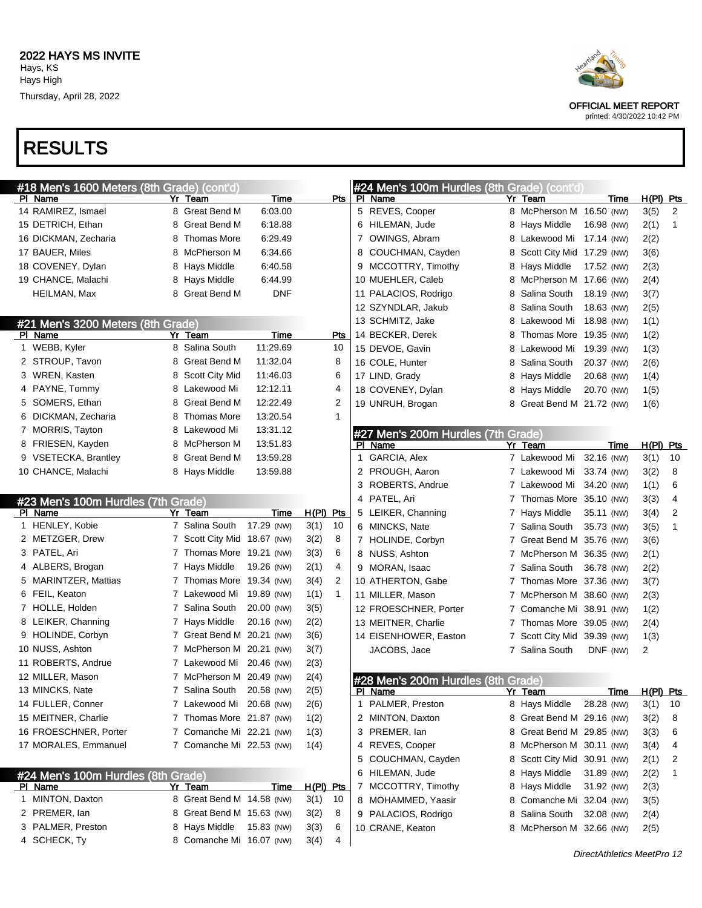# 2022 HAYS MS INVITE

Hays, KS
Hays High
Thursday, April 28, 2022

OFFICIAL MEET REPORT
printed: 4/30/2022 10:42 PM

# RESULTS

## #18 Men's 1600 Meters (8th Grade) (cont'd)

| Pl | Name | Yr | Team | Time | Pts |
|---|---|---|---|---|---|
| 14 | RAMIREZ, Ismael | 8 | Great Bend M | 6:03.00 | |
| 15 | DETRICH, Ethan | 8 | Great Bend M | 6:18.88 | |
| 16 | DICKMAN, Zecharia | 8 | Thomas More | 6:29.49 | |
| 17 | BAUER, Miles | 8 | McPherson M | 6:34.66 | |
| 18 | COVENEY, Dylan | 8 | Hays Middle | 6:40.58 | |
| 19 | CHANCE, Malachi | 8 | Hays Middle | 6:44.99 | |
| | HEILMAN, Max | 8 | Great Bend M | DNF | |

## #21 Men's 3200 Meters (8th Grade)

| Pl | Name | Yr | Team | Time | Pts |
|---|---|---|---|---|---|
| 1 | WEBB, Kyler | 8 | Salina South | 11:29.69 | 10 |
| 2 | STROUP, Tavon | 8 | Great Bend M | 11:32.04 | 8 |
| 3 | WREN, Kasten | 8 | Scott City Mid | 11:46.03 | 6 |
| 4 | PAYNE, Tommy | 8 | Lakewood Mi | 12:12.11 | 4 |
| 5 | SOMERS, Ethan | 8 | Great Bend M | 12:22.49 | 2 |
| 6 | DICKMAN, Zecharia | 8 | Thomas More | 13:20.54 | 1 |
| 7 | MORRIS, Tayton | 8 | Lakewood Mi | 13:31.12 | |
| 8 | FRIESEN, Kayden | 8 | McPherson M | 13:51.83 | |
| 9 | VSETECKA, Brantley | 8 | Great Bend M | 13:59.28 | |
| 10 | CHANCE, Malachi | 8 | Hays Middle | 13:59.88 | |

## #23 Men's 100m Hurdles (7th Grade)

| Pl | Name | Yr | Team | Time | H(Pl) | Pts |
|---|---|---|---|---|---|---|
| 1 | HENLEY, Kobie | 7 | Salina South | 17.29 (NW) | 3(1) | 10 |
| 2 | METZGER, Drew | 7 | Scott City Mid | 18.67 (NW) | 3(2) | 8 |
| 3 | PATEL, Ari | 7 | Thomas More | 19.21 (NW) | 3(3) | 6 |
| 4 | ALBERS, Brogan | 7 | Hays Middle | 19.26 (NW) | 2(1) | 4 |
| 5 | MARINTZER, Mattias | 7 | Thomas More | 19.34 (NW) | 3(4) | 2 |
| 6 | FEIL, Keaton | 7 | Lakewood Mi | 19.89 (NW) | 1(1) | 1 |
| 7 | HOLLE, Holden | 7 | Salina South | 20.00 (NW) | 3(5) | |
| 8 | LEIKER, Channing | 7 | Hays Middle | 20.16 (NW) | 2(2) | |
| 9 | HOLINDE, Corbyn | 7 | Great Bend M | 20.21 (NW) | 3(6) | |
| 10 | NUSS, Ashton | 7 | McPherson M | 20.21 (NW) | 3(7) | |
| 11 | ROBERTS, Andrue | 7 | Lakewood Mi | 20.46 (NW) | 2(3) | |
| 12 | MILLER, Mason | 7 | McPherson M | 20.49 (NW) | 2(4) | |
| 13 | MINCKS, Nate | 7 | Salina South | 20.58 (NW) | 2(5) | |
| 14 | FULLER, Conner | 7 | Lakewood Mi | 20.68 (NW) | 2(6) | |
| 15 | MEITNER, Charlie | 7 | Thomas More | 21.87 (NW) | 1(2) | |
| 16 | FROESCHNER, Porter | 7 | Comanche Mi | 22.21 (NW) | 1(3) | |
| 17 | MORALES, Emmanuel | 7 | Comanche Mi | 22.53 (NW) | 1(4) | |

## #24 Men's 100m Hurdles (8th Grade)

| Pl | Name | Yr | Team | Time | H(Pl) | Pts |
|---|---|---|---|---|---|---|
| 1 | MINTON, Daxton | 8 | Great Bend M | 14.58 (NW) | 3(1) | 10 |
| 2 | PREMER, Ian | 8 | Great Bend M | 15.63 (NW) | 3(2) | 8 |
| 3 | PALMER, Preston | 8 | Hays Middle | 15.83 (NW) | 3(3) | 6 |
| 4 | SCHECK, Ty | 8 | Comanche Mi | 16.07 (NW) | 3(4) | 4 |
| 5 | REVES, Cooper | 8 | McPherson M | 16.50 (NW) | 3(5) | 2 |
| 6 | HILEMAN, Jude | 8 | Hays Middle | 16.98 (NW) | 2(1) | 1 |
| 7 | OWINGS, Abram | 8 | Lakewood Mi | 17.14 (NW) | 2(2) | |
| 8 | COUCHMAN, Cayden | 8 | Scott City Mid | 17.29 (NW) | 3(6) | |
| 9 | MCCOTTRY, Timothy | 8 | Hays Middle | 17.52 (NW) | 2(3) | |
| 10 | MUEHLER, Caleb | 8 | McPherson M | 17.66 (NW) | 2(4) | |
| 11 | PALACIOS, Rodrigo | 8 | Salina South | 18.19 (NW) | 3(7) | |
| 12 | SZYNDLAR, Jakub | 8 | Salina South | 18.63 (NW) | 2(5) | |
| 13 | SCHMITZ, Jake | 8 | Lakewood Mi | 18.98 (NW) | 1(1) | |
| 14 | BECKER, Derek | 8 | Thomas More | 19.35 (NW) | 1(2) | |
| 15 | DEVOE, Gavin | 8 | Lakewood Mi | 19.39 (NW) | 1(3) | |
| 16 | COLE, Hunter | 8 | Salina South | 20.37 (NW) | 2(6) | |
| 17 | LIND, Grady | 8 | Hays Middle | 20.68 (NW) | 1(4) | |
| 18 | COVENEY, Dylan | 8 | Hays Middle | 20.70 (NW) | 1(5) | |
| 19 | UNRUH, Brogan | 8 | Great Bend M | 21.72 (NW) | 1(6) | |

## #27 Men's 200m Hurdles (7th Grade)

| Pl | Name | Yr | Team | Time | H(Pl) | Pts |
|---|---|---|---|---|---|---|
| 1 | GARCIA, Alex | 7 | Lakewood Mi | 32.16 (NW) | 3(1) | 10 |
| 2 | PROUGH, Aaron | 7 | Lakewood Mi | 33.74 (NW) | 3(2) | 8 |
| 3 | ROBERTS, Andrue | 7 | Lakewood Mi | 34.20 (NW) | 1(1) | 6 |
| 4 | PATEL, Ari | 7 | Thomas More | 35.10 (NW) | 3(3) | 4 |
| 5 | LEIKER, Channing | 7 | Hays Middle | 35.11 (NW) | 3(4) | 2 |
| 6 | MINCKS, Nate | 7 | Salina South | 35.73 (NW) | 3(5) | 1 |
| 7 | HOLINDE, Corbyn | 7 | Great Bend M | 35.76 (NW) | 3(6) | |
| 8 | NUSS, Ashton | 7 | McPherson M | 36.35 (NW) | 2(1) | |
| 9 | MORAN, Isaac | 7 | Salina South | 36.78 (NW) | 2(2) | |
| 10 | ATHERTON, Gabe | 7 | Thomas More | 37.36 (NW) | 3(7) | |
| 11 | MILLER, Mason | 7 | McPherson M | 38.60 (NW) | 2(3) | |
| 12 | FROESCHNER, Porter | 7 | Comanche Mi | 38.91 (NW) | 1(2) | |
| 13 | MEITNER, Charlie | 7 | Thomas More | 39.05 (NW) | 2(4) | |
| 14 | EISENHOWER, Easton | 7 | Scott City Mid | 39.39 (NW) | 1(3) | |
| | JACOBS, Jace | 7 | Salina South | DNF (NW) | 2 | |

## #28 Men's 200m Hurdles (8th Grade)

| Pl | Name | Yr | Team | Time | H(Pl) | Pts |
|---|---|---|---|---|---|---|
| 1 | PALMER, Preston | 8 | Hays Middle | 28.28 (NW) | 3(1) | 10 |
| 2 | MINTON, Daxton | 8 | Great Bend M | 29.16 (NW) | 3(2) | 8 |
| 3 | PREMER, Ian | 8 | Great Bend M | 29.85 (NW) | 3(3) | 6 |
| 4 | REVES, Cooper | 8 | McPherson M | 30.11 (NW) | 3(4) | 4 |
| 5 | COUCHMAN, Cayden | 8 | Scott City Mid | 30.91 (NW) | 2(1) | 2 |
| 6 | HILEMAN, Jude | 8 | Hays Middle | 31.89 (NW) | 2(2) | 1 |
| 7 | MCCOTTRY, Timothy | 8 | Hays Middle | 31.92 (NW) | 2(3) | |
| 8 | MOHAMMED, Yaasir | 8 | Comanche Mi | 32.04 (NW) | 3(5) | |
| 9 | PALACIOS, Rodrigo | 8 | Salina South | 32.08 (NW) | 2(4) | |
| 10 | CRANE, Keaton | 8 | McPherson M | 32.66 (NW) | 2(5) | |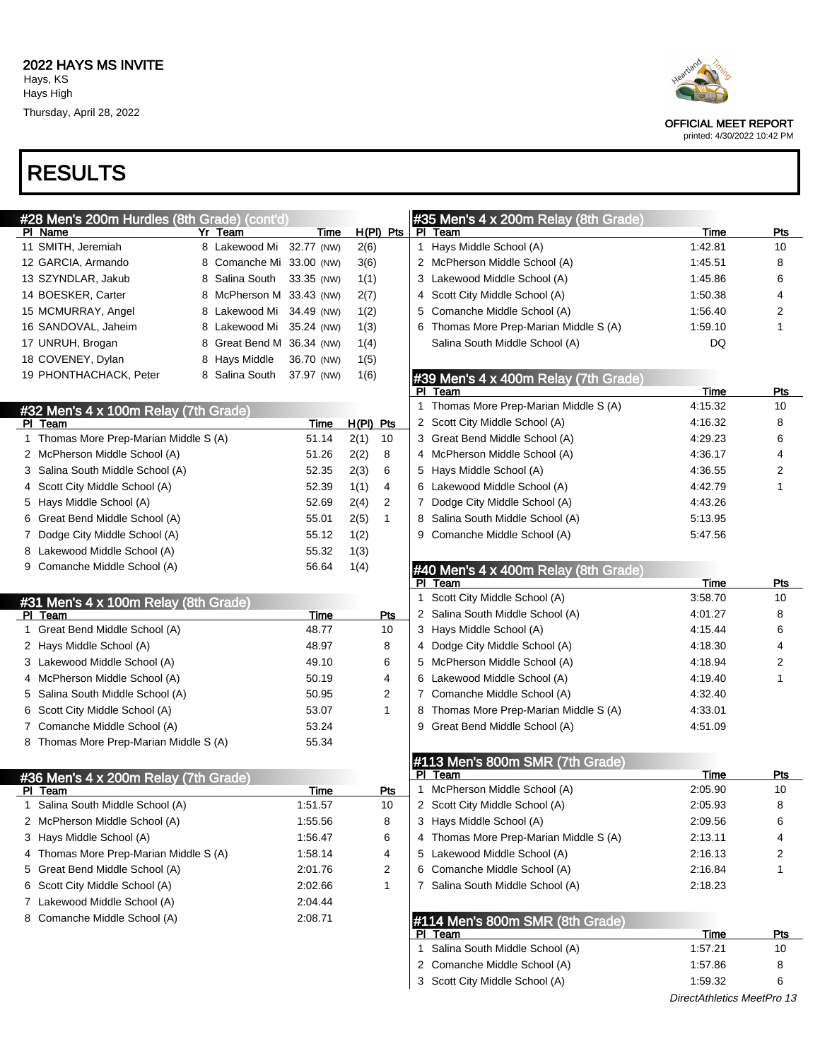2022 HAYS MS INVITE
Hays, KS
Hays High
Thursday, April 28, 2022

OFFICIAL MEET REPORT
printed: 4/30/2022 10:42 PM

# RESULTS

## #28 Men's 200m Hurdles (8th Grade) (cont'd)

| Pl | Name | Yr | Team | Time | | H(Pl) | Pts |
|---|---|---|---|---|---|---|---|
| 11 | SMITH, Jeremiah | 8 | Lakewood Mi | 32.77 | (NW) | 2(6) | |
| 12 | GARCIA, Armando | 8 | Comanche Mi | 33.00 | (NW) | 3(6) | |
| 13 | SZYNDLAR, Jakub | 8 | Salina South | 33.35 | (NW) | 1(1) | |
| 14 | BOESKER, Carter | 8 | McPherson M | 33.43 | (NW) | 2(7) | |
| 15 | MCMURRAY, Angel | 8 | Lakewood Mi | 34.49 | (NW) | 1(2) | |
| 16 | SANDOVAL, Jaheim | 8 | Lakewood Mi | 35.24 | (NW) | 1(3) | |
| 17 | UNRUH, Brogan | 8 | Great Bend M | 36.34 | (NW) | 1(4) | |
| 18 | COVENEY, Dylan | 8 | Hays Middle | 36.70 | (NW) | 1(5) | |
| 19 | PHONTHACHACK, Peter | 8 | Salina South | 37.97 | (NW) | 1(6) | |

## #32 Men's 4 x 100m Relay (7th Grade)

| Pl | Team | Time | H(Pl) | Pts |
|---|---|---|---|---|
| 1 | Thomas More Prep-Marian Middle S (A) | 51.14 | 2(1) | 10 |
| 2 | McPherson Middle School (A) | 51.26 | 2(2) | 8 |
| 3 | Salina South Middle School (A) | 52.35 | 2(3) | 6 |
| 4 | Scott City Middle School (A) | 52.39 | 1(1) | 4 |
| 5 | Hays Middle School (A) | 52.69 | 2(4) | 2 |
| 6 | Great Bend Middle School (A) | 55.01 | 2(5) | 1 |
| 7 | Dodge City Middle School (A) | 55.12 | 1(2) | |
| 8 | Lakewood Middle School (A) | 55.32 | 1(3) | |
| 9 | Comanche Middle School (A) | 56.64 | 1(4) | |

## #31 Men's 4 x 100m Relay (8th Grade)

| Pl | Team | Time | Pts |
|---|---|---|---|
| 1 | Great Bend Middle School (A) | 48.77 | 10 |
| 2 | Hays Middle School (A) | 48.97 | 8 |
| 3 | Lakewood Middle School (A) | 49.10 | 6 |
| 4 | McPherson Middle School (A) | 50.19 | 4 |
| 5 | Salina South Middle School (A) | 50.95 | 2 |
| 6 | Scott City Middle School (A) | 53.07 | 1 |
| 7 | Comanche Middle School (A) | 53.24 | |
| 8 | Thomas More Prep-Marian Middle S (A) | 55.34 | |

## #36 Men's 4 x 200m Relay (7th Grade)

| Pl | Team | Time | Pts |
|---|---|---|---|
| 1 | Salina South Middle School (A) | 1:51.57 | 10 |
| 2 | McPherson Middle School (A) | 1:55.56 | 8 |
| 3 | Hays Middle School (A) | 1:56.47 | 6 |
| 4 | Thomas More Prep-Marian Middle S (A) | 1:58.14 | 4 |
| 5 | Great Bend Middle School (A) | 2:01.76 | 2 |
| 6 | Scott City Middle School (A) | 2:02.66 | 1 |
| 7 | Lakewood Middle School (A) | 2:04.44 | |
| 8 | Comanche Middle School (A) | 2:08.71 | |

## #35 Men's 4 x 200m Relay (8th Grade)

| Pl | Team | Time | Pts |
|---|---|---|---|
| 1 | Hays Middle School (A) | 1:42.81 | 10 |
| 2 | McPherson Middle School (A) | 1:45.51 | 8 |
| 3 | Lakewood Middle School (A) | 1:45.86 | 6 |
| 4 | Scott City Middle School (A) | 1:50.38 | 4 |
| 5 | Comanche Middle School (A) | 1:56.40 | 2 |
| 6 | Thomas More Prep-Marian Middle S (A) | 1:59.10 | 1 |
| | Salina South Middle School (A) | DQ | |

## #39 Men's 4 x 400m Relay (7th Grade)

| Pl | Team | Time | Pts |
|---|---|---|---|
| 1 | Thomas More Prep-Marian Middle S (A) | 4:15.32 | 10 |
| 2 | Scott City Middle School (A) | 4:16.32 | 8 |
| 3 | Great Bend Middle School (A) | 4:29.23 | 6 |
| 4 | McPherson Middle School (A) | 4:36.17 | 4 |
| 5 | Hays Middle School (A) | 4:36.55 | 2 |
| 6 | Lakewood Middle School (A) | 4:42.79 | 1 |
| 7 | Dodge City Middle School (A) | 4:43.26 | |
| 8 | Salina South Middle School (A) | 5:13.95 | |
| 9 | Comanche Middle School (A) | 5:47.56 | |

## #40 Men's 4 x 400m Relay (8th Grade)

| Pl | Team | Time | Pts |
|---|---|---|---|
| 1 | Scott City Middle School (A) | 3:58.70 | 10 |
| 2 | Salina South Middle School (A) | 4:01.27 | 8 |
| 3 | Hays Middle School (A) | 4:15.44 | 6 |
| 4 | Dodge City Middle School (A) | 4:18.30 | 4 |
| 5 | McPherson Middle School (A) | 4:18.94 | 2 |
| 6 | Lakewood Middle School (A) | 4:19.40 | 1 |
| 7 | Comanche Middle School (A) | 4:32.40 | |
| 8 | Thomas More Prep-Marian Middle S (A) | 4:33.01 | |
| 9 | Great Bend Middle School (A) | 4:51.09 | |

## #113 Men's 800m SMR (7th Grade)

| Pl | Team | Time | Pts |
|---|---|---|---|
| 1 | McPherson Middle School (A) | 2:05.90 | 10 |
| 2 | Scott City Middle School (A) | 2:05.93 | 8 |
| 3 | Hays Middle School (A) | 2:09.56 | 6 |
| 4 | Thomas More Prep-Marian Middle S (A) | 2:13.11 | 4 |
| 5 | Lakewood Middle School (A) | 2:16.13 | 2 |
| 6 | Comanche Middle School (A) | 2:16.84 | 1 |
| 7 | Salina South Middle School (A) | 2:18.23 | |

## #114 Men's 800m SMR (8th Grade)

| Pl | Team | Time | Pts |
|---|---|---|---|
| 1 | Salina South Middle School (A) | 1:57.21 | 10 |
| 2 | Comanche Middle School (A) | 1:57.86 | 8 |
| 3 | Scott City Middle School (A) | 1:59.32 | 6 |

DirectAthletics MeetPro 13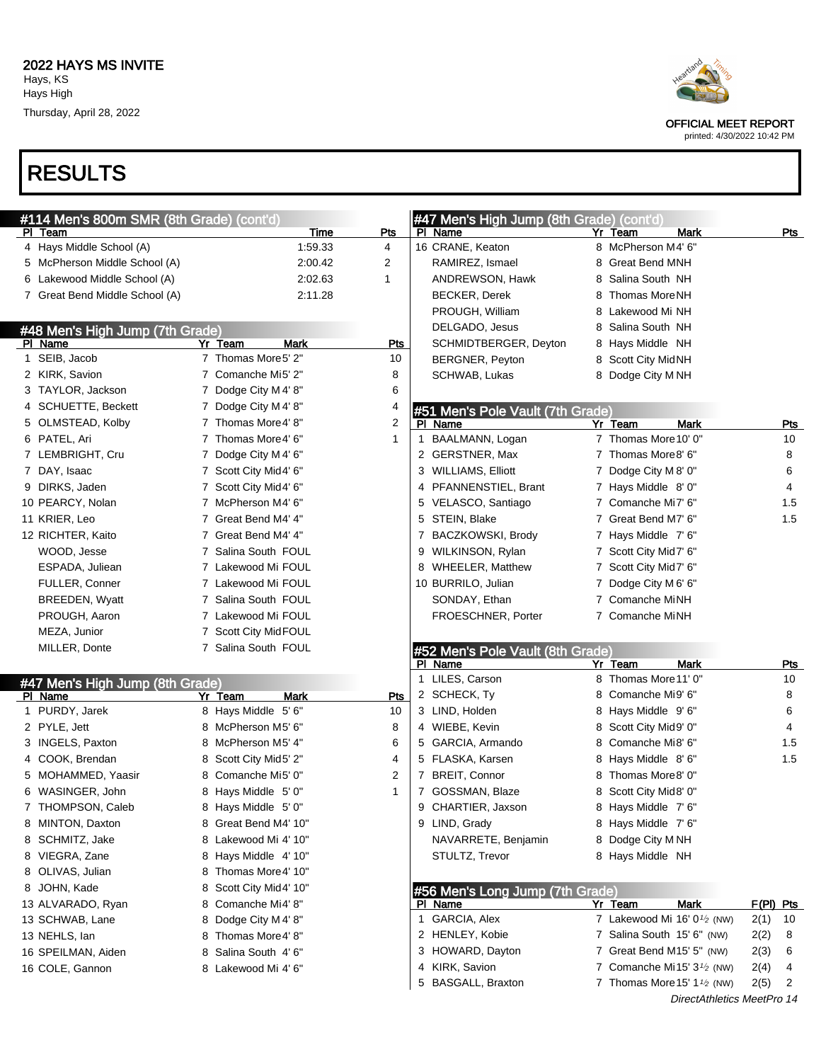# RESULTS

### #114 Men's 800m SMR (8th Grade) (cont'd)

| Pl | Team | Time | Pts |
|---|---|---|---|
| 4 | Hays Middle School (A) | 1:59.33 | 4 |
| 5 | McPherson Middle School (A) | 2:00.42 | 2 |
| 6 | Lakewood Middle School (A) | 2:02.63 | 1 |
| 7 | Great Bend Middle School (A) | 2:11.28 | |

### #48 Men's High Jump (7th Grade)

| Pl | Name | Yr | Team | Mark | Pts |
|---|---|---|---|---|---|
| 1 | SEIB, Jacob | 7 | Thomas More | 5' 2" | 10 |
| 2 | KIRK, Savion | 7 | Comanche Mi | 5' 2" | 8 |
| 3 | TAYLOR, Jackson | 7 | Dodge City M | 4' 8" | 6 |
| 4 | SCHUETTE, Beckett | 7 | Dodge City M | 4' 8" | 4 |
| 5 | OLMSTEAD, Kolby | 7 | Thomas More | 4' 8" | 2 |
| 6 | PATEL, Ari | 7 | Thomas More | 4' 6" | 1 |
| 7 | LEMBRIGHT, Cru | 7 | Dodge City M | 4' 6" | |
| 7 | DAY, Isaac | 7 | Scott City Mid | 4' 6" | |
| 9 | DIRKS, Jaden | 7 | Scott City Mid | 4' 6" | |
| 10 | PEARCY, Nolan | 7 | McPherson M | 4' 6" | |
| 11 | KRIER, Leo | 7 | Great Bend M | 4' 4" | |
| 12 | RICHTER, Kaito | 7 | Great Bend M | 4' 4" | |
| | WOOD, Jesse | 7 | Salina South | FOUL | |
| | ESPADA, Juliean | 7 | Lakewood Mi | FOUL | |
| | FULLER, Conner | 7 | Lakewood Mi | FOUL | |
| | BREEDEN, Wyatt | 7 | Salina South | FOUL | |
| | PROUGH, Aaron | 7 | Lakewood Mi | FOUL | |
| | MEZA, Junior | 7 | Scott City Mid | FOUL | |
| | MILLER, Donte | 7 | Salina South | FOUL | |

### #47 Men's High Jump (8th Grade)

| Pl | Name | Yr | Team | Mark | Pts |
|---|---|---|---|---|---|
| 1 | PURDY, Jarek | 8 | Hays Middle | 5' 6" | 10 |
| 2 | PYLE, Jett | 8 | McPherson M | 5' 6" | 8 |
| 3 | INGELS, Paxton | 8 | McPherson M | 5' 4" | 6 |
| 4 | COOK, Brendan | 8 | Scott City Mid | 5' 2" | 4 |
| 5 | MOHAMMED, Yaasir | 8 | Comanche Mi | 5' 0" | 2 |
| 6 | WASINGER, John | 8 | Hays Middle | 5' 0" | 1 |
| 7 | THOMPSON, Caleb | 8 | Hays Middle | 5' 0" | |
| 8 | MINTON, Daxton | 8 | Great Bend M | 4' 10" | |
| 8 | SCHMITZ, Jake | 8 | Lakewood Mi | 4' 10" | |
| 8 | VIEGRA, Zane | 8 | Hays Middle | 4' 10" | |
| 8 | OLIVAS, Julian | 8 | Thomas More | 4' 10" | |
| 8 | JOHN, Kade | 8 | Scott City Mid | 4' 10" | |
| 13 | ALVARADO, Ryan | 8 | Comanche Mi | 4' 8" | |
| 13 | SCHWAB, Lane | 8 | Dodge City M | 4' 8" | |
| 13 | NEHLS, Ian | 8 | Thomas More | 4' 8" | |
| 16 | SPEILMAN, Aiden | 8 | Salina South | 4' 6" | |
| 16 | COLE, Gannon | 8 | Lakewood Mi | 4' 6" | |
| 16 | CRANE, Keaton | 8 | McPherson M | 4' 6" | |
| | RAMIREZ, Ismael | 8 | Great Bend M | NH | |
| | ANDREWSON, Hawk | 8 | Salina South | NH | |
| | BECKER, Derek | 8 | Thomas More | NH | |
| | PROUGH, William | 8 | Lakewood Mi | NH | |
| | DELGADO, Jesus | 8 | Salina South | NH | |
| | SCHMIDTBERGER, Deyton | 8 | Hays Middle | NH | |
| | BERGNER, Peyton | 8 | Scott City Mid | NH | |
| | SCHWAB, Lukas | 8 | Dodge City M | NH | |

### #51 Men's Pole Vault (7th Grade)

| Pl | Name | Yr | Team | Mark | Pts |
|---|---|---|---|---|---|
| 1 | BAALMANN, Logan | 7 | Thomas More | 10' 0" | 10 |
| 2 | GERSTNER, Max | 7 | Thomas More | 8' 6" | 8 |
| 3 | WILLIAMS, Elliott | 7 | Dodge City M | 8' 0" | 6 |
| 4 | PFANNENSTIEL, Brant | 7 | Hays Middle | 8' 0" | 4 |
| 5 | VELASCO, Santiago | 7 | Comanche Mi | 7' 6" | 1.5 |
| 5 | STEIN, Blake | 7 | Great Bend M | 7' 6" | 1.5 |
| 7 | BACZKOWSKI, Brody | 7 | Hays Middle | 7' 6" | |
| 9 | WILKINSON, Rylan | 7 | Scott City Mid | 7' 6" | |
| 8 | WHEELER, Matthew | 7 | Scott City Mid | 7' 6" | |
| 10 | BURRILO, Julian | 7 | Dodge City M | 6' 6" | |
| | SONDAY, Ethan | 7 | Comanche Mi | NH | |
| | FROESCHNER, Porter | 7 | Comanche Mi | NH | |

### #52 Men's Pole Vault (8th Grade)

| Pl | Name | Yr | Team | Mark | Pts |
|---|---|---|---|---|---|
| 1 | LILES, Carson | 8 | Thomas More | 11' 0" | 10 |
| 2 | SCHECK, Ty | 8 | Comanche Mi | 9' 6" | 8 |
| 3 | LIND, Holden | 8 | Hays Middle | 9' 6" | 6 |
| 4 | WIEBE, Kevin | 8 | Scott City Mid | 9' 0" | 4 |
| 5 | GARCIA, Armando | 8 | Comanche Mi | 8' 6" | 1.5 |
| 5 | FLASKA, Karsen | 8 | Hays Middle | 8' 6" | 1.5 |
| 7 | BREIT, Connor | 8 | Thomas More | 8' 0" | |
| 7 | GOSSMAN, Blaze | 8 | Scott City Mid | 8' 0" | |
| 9 | CHARTIER, Jaxson | 8 | Hays Middle | 7' 6" | |
| 9 | LIND, Grady | 8 | Hays Middle | 7' 6" | |
| | NAVARRETE, Benjamin | 8 | Dodge City M | NH | |
| | STULTZ, Trevor | 8 | Hays Middle | NH | |

### #56 Men's Long Jump (7th Grade)

| Pl | Name | Yr | Team | Mark | F(Pl) | Pts |
|---|---|---|---|---|---|---|
| 1 | GARCIA, Alex | 7 | Lakewood Mi | 16' 0½ (NW) | 2(1) | 10 |
| 2 | HENLEY, Kobie | 7 | Salina South | 15' 6" (NW) | 2(2) | 8 |
| 3 | HOWARD, Dayton | 7 | Great Bend M | 15' 5" (NW) | 2(3) | 6 |
| 4 | KIRK, Savion | 7 | Comanche Mi | 15' 3½ (NW) | 2(4) | 4 |
| 5 | BASGALL, Braxton | 7 | Thomas More | 15' 1½ (NW) | 2(5) | 2 |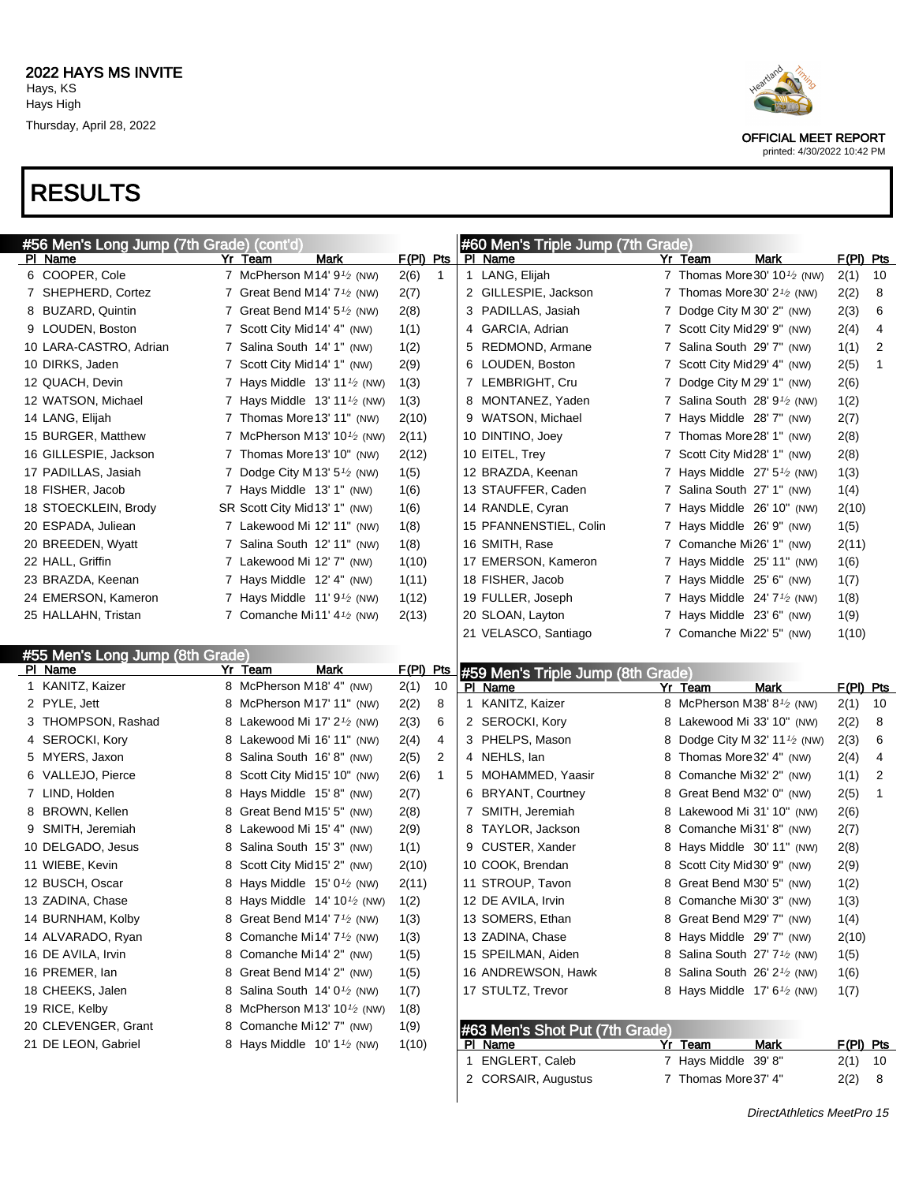## 2022 HAYS MS INVITE

Hays, KS
Hays High
Thursday, April 28, 2022

OFFICIAL MEET REPORT
printed: 4/30/2022 10:42 PM

# RESULTS

### #56 Men's Long Jump (7th Grade) (cont'd)

| Pl | Name | Yr | Team | Mark | | F(Pl) | Pts |
|---|---|---|---|---|---|---|---|
| 6 | COOPER, Cole | 7 | McPherson M | 14' 9½ | (NW) | 2(6) | 1 |
| 7 | SHEPHERD, Cortez | 7 | Great Bend M | 14' 7½ | (NW) | 2(7) | |
| 8 | BUZARD, Quintin | 7 | Great Bend M | 14' 5½ | (NW) | 2(8) | |
| 9 | LOUDEN, Boston | 7 | Scott City Mid | 14' 4" | (NW) | 1(1) | |
| 10 | LARA-CASTRO, Adrian | 7 | Salina South | 14' 1" | (NW) | 1(2) | |
| 10 | DIRKS, Jaden | 7 | Scott City Mid | 14' 1" | (NW) | 2(9) | |
| 12 | QUACH, Devin | 7 | Hays Middle | 13' 11½ | (NW) | 1(3) | |
| 12 | WATSON, Michael | 7 | Hays Middle | 13' 11½ | (NW) | 1(3) | |
| 14 | LANG, Elijah | 7 | Thomas More | 13' 11" | (NW) | 2(10) | |
| 15 | BURGER, Matthew | 7 | McPherson M | 13' 10½ | (NW) | 2(11) | |
| 16 | GILLESPIE, Jackson | 7 | Thomas More | 13' 10" | (NW) | 2(12) | |
| 17 | PADILLAS, Jasiah | 7 | Dodge City M | 13' 5½ | (NW) | 1(5) | |
| 18 | FISHER, Jacob | 7 | Hays Middle | 13' 1" | (NW) | 1(6) | |
| 18 | STOECKLEIN, Brody | SR | Scott City Mid | 13' 1" | (NW) | 1(6) | |
| 20 | ESPADA, Juliean | 7 | Lakewood Mi | 12' 11" | (NW) | 1(8) | |
| 20 | BREEDEN, Wyatt | 7 | Salina South | 12' 11" | (NW) | 1(8) | |
| 22 | HALL, Griffin | 7 | Lakewood Mi | 12' 7" | (NW) | 1(10) | |
| 23 | BRAZDA, Keenan | 7 | Hays Middle | 12' 4" | (NW) | 1(11) | |
| 24 | EMERSON, Kameron | 7 | Hays Middle | 11' 9½ | (NW) | 1(12) | |
| 25 | HALLAHN, Tristan | 7 | Comanche Mi | 11' 4½ | (NW) | 2(13) | |

### #55 Men's Long Jump (8th Grade)

| Pl | Name | Yr | Team | Mark | | F(Pl) | Pts |
|---|---|---|---|---|---|---|---|
| 1 | KANITZ, Kaizer | 8 | McPherson M | 18' 4" | (NW) | 2(1) | 10 |
| 2 | PYLE, Jett | 8 | McPherson M | 17' 11" | (NW) | 2(2) | 8 |
| 3 | THOMPSON, Rashad | 8 | Lakewood Mi | 17' 2½ | (NW) | 2(3) | 6 |
| 4 | SEROCKI, Kory | 8 | Lakewood Mi | 16' 11" | (NW) | 2(4) | 4 |
| 5 | MYERS, Jaxon | 8 | Salina South | 16' 8" | (NW) | 2(5) | 2 |
| 6 | VALLEJO, Pierce | 8 | Scott City Mid | 15' 10" | (NW) | 2(6) | 1 |
| 7 | LIND, Holden | 8 | Hays Middle | 15' 8" | (NW) | 2(7) | |
| 8 | BROWN, Kellen | 8 | Great Bend M | 15' 5" | (NW) | 2(8) | |
| 9 | SMITH, Jeremiah | 8 | Lakewood Mi | 15' 4" | (NW) | 2(9) | |
| 10 | DELGADO, Jesus | 8 | Salina South | 15' 3" | (NW) | 1(1) | |
| 11 | WIEBE, Kevin | 8 | Scott City Mid | 15' 2" | (NW) | 2(10) | |
| 12 | BUSCH, Oscar | 8 | Hays Middle | 15' 0½ | (NW) | 2(11) | |
| 13 | ZADINA, Chase | 8 | Hays Middle | 14' 10½ | (NW) | 1(2) | |
| 14 | BURNHAM, Kolby | 8 | Great Bend M | 14' 7½ | (NW) | 1(3) | |
| 14 | ALVARADO, Ryan | 8 | Comanche Mi | 14' 7½ | (NW) | 1(3) | |
| 16 | DE AVILA, Irvin | 8 | Comanche Mi | 14' 2" | (NW) | 1(5) | |
| 16 | PREMER, Ian | 8 | Great Bend M | 14' 2" | (NW) | 1(5) | |
| 18 | CHEEKS, Jalen | 8 | Salina South | 14' 0½ | (NW) | 1(7) | |
| 19 | RICE, Kelby | 8 | McPherson M | 13' 10½ | (NW) | 1(8) | |
| 20 | CLEVENGER, Grant | 8 | Comanche Mi | 12' 7" | (NW) | 1(9) | |
| 21 | DE LEON, Gabriel | 8 | Hays Middle | 10' 1½ | (NW) | 1(10) | |

### #60 Men's Triple Jump (7th Grade)

| Pl | Name | Yr | Team | Mark | | F(Pl) | Pts |
|---|---|---|---|---|---|---|---|
| 1 | LANG, Elijah | 7 | Thomas More | 30' 10½ | (NW) | 2(1) | 10 |
| 2 | GILLESPIE, Jackson | 7 | Thomas More | 30' 2½ | (NW) | 2(2) | 8 |
| 3 | PADILLAS, Jasiah | 7 | Dodge City M | 30' 2" | (NW) | 2(3) | 6 |
| 4 | GARCIA, Adrian | 7 | Scott City Mid | 29' 9" | (NW) | 2(4) | 4 |
| 5 | REDMOND, Armane | 7 | Salina South | 29' 7" | (NW) | 1(1) | 2 |
| 6 | LOUDEN, Boston | 7 | Scott City Mid | 29' 4" | (NW) | 2(5) | 1 |
| 7 | LEMBRIGHT, Cru | 7 | Dodge City M | 29' 1" | (NW) | 2(6) | |
| 8 | MONTANEZ, Yaden | 7 | Salina South | 28' 9½ | (NW) | 1(2) | |
| 9 | WATSON, Michael | 7 | Hays Middle | 28' 7" | (NW) | 2(7) | |
| 10 | DINTINO, Joey | 7 | Thomas More | 28' 1" | (NW) | 2(8) | |
| 10 | EITEL, Trey | 7 | Scott City Mid | 28' 1" | (NW) | 2(8) | |
| 12 | BRAZDA, Keenan | 7 | Hays Middle | 27' 5½ | (NW) | 1(3) | |
| 13 | STAUFFER, Caden | 7 | Salina South | 27' 1" | (NW) | 1(4) | |
| 14 | RANDLE, Cyran | 7 | Hays Middle | 26' 10" | (NW) | 2(10) | |
| 15 | PFANNENSTIEL, Colin | 7 | Hays Middle | 26' 9" | (NW) | 1(5) | |
| 16 | SMITH, Rase | 7 | Comanche Mi | 26' 1" | (NW) | 2(11) | |
| 17 | EMERSON, Kameron | 7 | Hays Middle | 25' 11" | (NW) | 1(6) | |
| 18 | FISHER, Jacob | 7 | Hays Middle | 25' 6" | (NW) | 1(7) | |
| 19 | FULLER, Joseph | 7 | Hays Middle | 24' 7½ | (NW) | 1(8) | |
| 20 | SLOAN, Layton | 7 | Hays Middle | 23' 6" | (NW) | 1(9) | |
| 21 | VELASCO, Santiago | 7 | Comanche Mi | 22' 5" | (NW) | 1(10) | |

### #59 Men's Triple Jump (8th Grade)

| Pl | Name | Yr | Team | Mark | | F(Pl) | Pts |
|---|---|---|---|---|---|---|---|
| 1 | KANITZ, Kaizer | 8 | McPherson M | 38' 8½ | (NW) | 2(1) | 10 |
| 2 | SEROCKI, Kory | 8 | Lakewood Mi | 33' 10" | (NW) | 2(2) | 8 |
| 3 | PHELPS, Mason | 8 | Dodge City M | 32' 11½ | (NW) | 2(3) | 6 |
| 4 | NEHLS, Ian | 8 | Thomas More | 32' 4" | (NW) | 2(4) | 4 |
| 5 | MOHAMMED, Yaasir | 8 | Comanche Mi | 32' 2" | (NW) | 1(1) | 2 |
| 6 | BRYANT, Courtney | 8 | Great Bend M | 32' 0" | (NW) | 2(5) | 1 |
| 7 | SMITH, Jeremiah | 8 | Lakewood Mi | 31' 10" | (NW) | 2(6) | |
| 8 | TAYLOR, Jackson | 8 | Comanche Mi | 31' 8" | (NW) | 2(7) | |
| 9 | CUSTER, Xander | 8 | Hays Middle | 30' 11" | (NW) | 2(8) | |
| 10 | COOK, Brendan | 8 | Scott City Mid | 30' 9" | (NW) | 2(9) | |
| 11 | STROUP, Tavon | 8 | Great Bend M | 30' 5" | (NW) | 1(2) | |
| 12 | DE AVILA, Irvin | 8 | Comanche Mi | 30' 3" | (NW) | 1(3) | |
| 13 | SOMERS, Ethan | 8 | Great Bend M | 29' 7" | (NW) | 1(4) | |
| 13 | ZADINA, Chase | 8 | Hays Middle | 29' 7" | (NW) | 2(10) | |
| 15 | SPEILMAN, Aiden | 8 | Salina South | 27' 7½ | (NW) | 1(5) | |
| 16 | ANDREWSON, Hawk | 8 | Salina South | 26' 2½ | (NW) | 1(6) | |
| 17 | STULTZ, Trevor | 8 | Hays Middle | 17' 6½ | (NW) | 1(7) | |

### #63 Men's Shot Put (7th Grade)

| Pl | Name | Yr | Team | Mark | F(Pl) | Pts |
|---|---|---|---|---|---|---|
| 1 | ENGLERT, Caleb | 7 | Hays Middle | 39' 8" | 2(1) | 10 |
| 2 | CORSAIR, Augustus | 7 | Thomas More | 37' 4" | 2(2) | 8 |

DirectAthletics MeetPro 15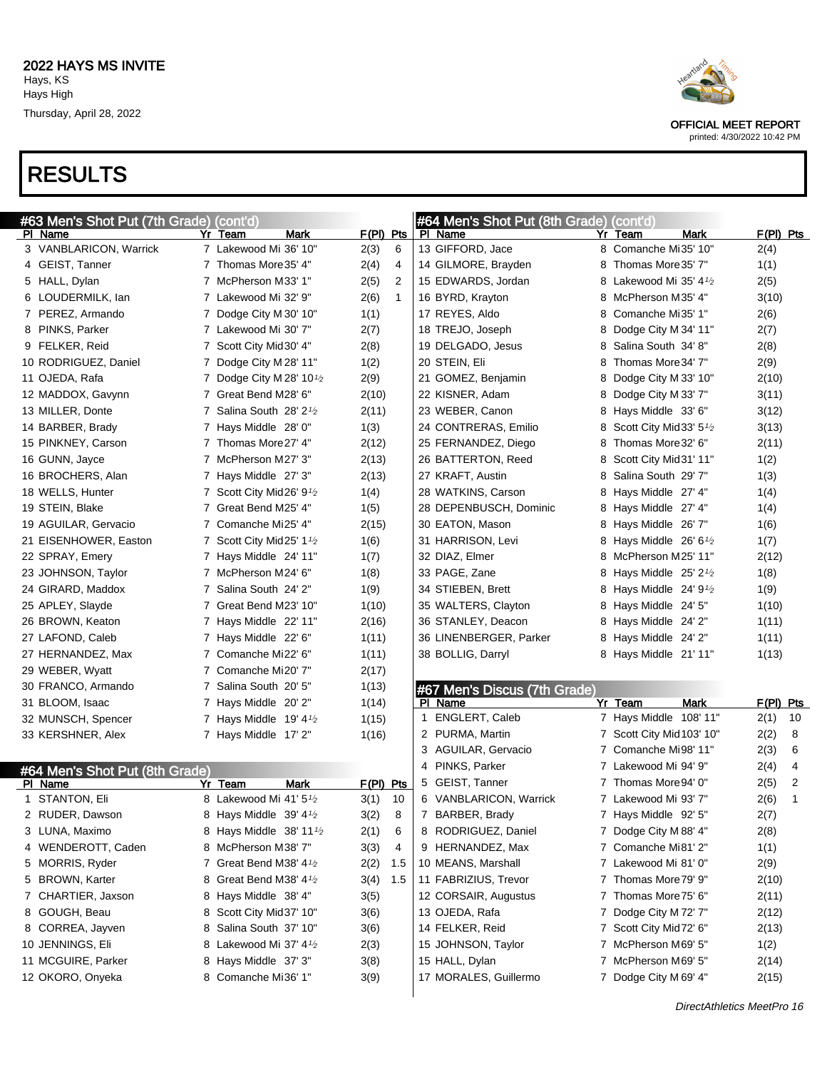# 2022 HAYS MS INVITE

Hays, KS
Hays High
Thursday, April 28, 2022

OFFICIAL MEET REPORT
printed: 4/30/2022 10:42 PM

# RESULTS

## #63 Men's Shot Put (7th Grade) (cont'd)

| Pl | Name | Yr | Team | Mark | F(Pl) | Pts |
|---|---|---|---|---|---|---|
| 3 | VANBLARICON, Warrick | 7 | Lakewood Mi | 36' 10" | 2(3) | 6 |
| 4 | GEIST, Tanner | 7 | Thomas More | 35' 4" | 2(4) | 4 |
| 5 | HALL, Dylan | 7 | McPherson M | 33' 1" | 2(5) | 2 |
| 6 | LOUDERMILK, Ian | 7 | Lakewood Mi | 32' 9" | 2(6) | 1 |
| 7 | PEREZ, Armando | 7 | Dodge City M | 30' 10" | 1(1) | |
| 8 | PINKS, Parker | 7 | Lakewood Mi | 30' 7" | 2(7) | |
| 9 | FELKER, Reid | 7 | Scott City Mid | 30' 4" | 2(8) | |
| 10 | RODRIGUEZ, Daniel | 7 | Dodge City M | 28' 11" | 1(2) | |
| 11 | OJEDA, Rafa | 7 | Dodge City M | 28' 10½ | 2(9) | |
| 12 | MADDOX, Gavynn | 7 | Great Bend M | 28' 6" | 2(10) | |
| 13 | MILLER, Donte | 7 | Salina South | 28' 2½ | 2(11) | |
| 14 | BARBER, Brady | 7 | Hays Middle | 28' 0" | 1(3) | |
| 15 | PINKNEY, Carson | 7 | Thomas More | 27' 4" | 2(12) | |
| 16 | GUNN, Jayce | 7 | McPherson M | 27' 3" | 2(13) | |
| 16 | BROCHERS, Alan | 7 | Hays Middle | 27' 3" | 2(13) | |
| 18 | WELLS, Hunter | 7 | Scott City Mid | 26' 9½ | 1(4) | |
| 19 | STEIN, Blake | 7 | Great Bend M | 25' 4" | 1(5) | |
| 19 | AGUILAR, Gervacio | 7 | Comanche Mi | 25' 4" | 2(15) | |
| 21 | EISENHOWER, Easton | 7 | Scott City Mid | 25' 1½ | 1(6) | |
| 22 | SPRAY, Emery | 7 | Hays Middle | 24' 11" | 1(7) | |
| 23 | JOHNSON, Taylor | 7 | McPherson M | 24' 6" | 1(8) | |
| 24 | GIRARD, Maddox | 7 | Salina South | 24' 2" | 1(9) | |
| 25 | APLEY, Slayde | 7 | Great Bend M | 23' 10" | 1(10) | |
| 26 | BROWN, Keaton | 7 | Hays Middle | 22' 11" | 2(16) | |
| 27 | LAFOND, Caleb | 7 | Hays Middle | 22' 6" | 1(11) | |
| 27 | HERNANDEZ, Max | 7 | Comanche Mi | 22' 6" | 1(11) | |
| 29 | WEBER, Wyatt | 7 | Comanche Mi | 20' 7" | 2(17) | |
| 30 | FRANCO, Armando | 7 | Salina South | 20' 5" | 1(13) | |
| 31 | BLOOM, Isaac | 7 | Hays Middle | 20' 2" | 1(14) | |
| 32 | MUNSCH, Spencer | 7 | Hays Middle | 19' 4½ | 1(15) | |
| 33 | KERSHNER, Alex | 7 | Hays Middle | 17' 2" | 1(16) | |

## #64 Men's Shot Put (8th Grade)

| Pl | Name | Yr | Team | Mark | F(Pl) | Pts |
|---|---|---|---|---|---|---|
| 1 | STANTON, Eli | 8 | Lakewood Mi | 41' 5½ | 3(1) | 10 |
| 2 | RUDER, Dawson | 8 | Hays Middle | 39' 4½ | 3(2) | 8 |
| 3 | LUNA, Maximo | 8 | Hays Middle | 38' 11½ | 2(1) | 6 |
| 4 | WENDEROTT, Caden | 8 | McPherson M | 38' 7" | 3(3) | 4 |
| 5 | MORRIS, Ryder | 7 | Great Bend M | 38' 4½ | 2(2) | 1.5 |
| 5 | BROWN, Karter | 8 | Great Bend M | 38' 4½ | 3(4) | 1.5 |
| 7 | CHARTIER, Jaxson | 8 | Hays Middle | 38' 4" | 3(5) | |
| 8 | GOUGH, Beau | 8 | Scott City Mid | 37' 10" | 3(6) | |
| 8 | CORREA, Jayven | 8 | Salina South | 37' 10" | 3(6) | |
| 10 | JENNINGS, Eli | 8 | Lakewood Mi | 37' 4½ | 2(3) | |
| 11 | MCGUIRE, Parker | 8 | Hays Middle | 37' 3" | 3(8) | |
| 12 | OKORO, Onyeka | 8 | Comanche Mi | 36' 1" | 3(9) | |
| 13 | GIFFORD, Jace | 8 | Comanche Mi | 35' 10" | 2(4) | |
| 14 | GILMORE, Brayden | 8 | Thomas More | 35' 7" | 1(1) | |
| 15 | EDWARDS, Jordan | 8 | Lakewood Mi | 35' 4½ | 2(5) | |
| 16 | BYRD, Krayton | 8 | McPherson M | 35' 4" | 3(10) | |
| 17 | REYES, Aldo | 8 | Comanche Mi | 35' 1" | 2(6) | |
| 18 | TREJO, Joseph | 8 | Dodge City M | 34' 11" | 2(7) | |
| 19 | DELGADO, Jesus | 8 | Salina South | 34' 8" | 2(8) | |
| 20 | STEIN, Eli | 8 | Thomas More | 34' 7" | 2(9) | |
| 21 | GOMEZ, Benjamin | 8 | Dodge City M | 33' 10" | 2(10) | |
| 22 | KISNER, Adam | 8 | Dodge City M | 33' 7" | 3(11) | |
| 23 | WEBER, Canon | 8 | Hays Middle | 33' 6" | 3(12) | |
| 24 | CONTRERAS, Emilio | 8 | Scott City Mid | 33' 5½ | 3(13) | |
| 25 | FERNANDEZ, Diego | 8 | Thomas More | 32' 6" | 2(11) | |
| 26 | BATTERTON, Reed | 8 | Scott City Mid | 31' 11" | 1(2) | |
| 27 | KRAFT, Austin | 8 | Salina South | 29' 7" | 1(3) | |
| 28 | WATKINS, Carson | 8 | Hays Middle | 27' 4" | 1(4) | |
| 28 | DEPENBUSCH, Dominic | 8 | Hays Middle | 27' 4" | 1(4) | |
| 30 | EATON, Mason | 8 | Hays Middle | 26' 7" | 1(6) | |
| 31 | HARRISON, Levi | 8 | Hays Middle | 26' 6½ | 1(7) | |
| 32 | DIAZ, Elmer | 8 | McPherson M | 25' 11" | 2(12) | |
| 33 | PAGE, Zane | 8 | Hays Middle | 25' 2½ | 1(8) | |
| 34 | STIEBEN, Brett | 8 | Hays Middle | 24' 9½ | 1(9) | |
| 35 | WALTERS, Clayton | 8 | Hays Middle | 24' 5" | 1(10) | |
| 36 | STANLEY, Deacon | 8 | Hays Middle | 24' 2" | 1(11) | |
| 36 | LINENBERGER, Parker | 8 | Hays Middle | 24' 2" | 1(11) | |
| 38 | BOLLIG, Darryl | 8 | Hays Middle | 21' 11" | 1(13) | |

## #67 Men's Discus (7th Grade)

| Pl | Name | Yr | Team | Mark | F(Pl) | Pts |
|---|---|---|---|---|---|---|
| 1 | ENGLERT, Caleb | 7 | Hays Middle | 108' 11" | 2(1) | 10 |
| 2 | PURMA, Martin | 7 | Scott City Mid | 103' 10" | 2(2) | 8 |
| 3 | AGUILAR, Gervacio | 7 | Comanche Mi | 98' 11" | 2(3) | 6 |
| 4 | PINKS, Parker | 7 | Lakewood Mi | 94' 9" | 2(4) | 4 |
| 5 | GEIST, Tanner | 7 | Thomas More | 94' 0" | 2(5) | 2 |
| 6 | VANBLARICON, Warrick | 7 | Lakewood Mi | 93' 7" | 2(6) | 1 |
| 7 | BARBER, Brady | 7 | Hays Middle | 92' 5" | 2(7) | |
| 8 | RODRIGUEZ, Daniel | 7 | Dodge City M | 88' 4" | 2(8) | |
| 9 | HERNANDEZ, Max | 7 | Comanche Mi | 81' 2" | 1(1) | |
| 10 | MEANS, Marshall | 7 | Lakewood Mi | 81' 0" | 2(9) | |
| 11 | FABRIZIUS, Trevor | 7 | Thomas More | 79' 9" | 2(10) | |
| 12 | CORSAIR, Augustus | 7 | Thomas More | 75' 6" | 2(11) | |
| 13 | OJEDA, Rafa | 7 | Dodge City M | 72' 7" | 2(12) | |
| 14 | FELKER, Reid | 7 | Scott City Mid | 72' 6" | 2(13) | |
| 15 | JOHNSON, Taylor | 7 | McPherson M | 69' 5" | 1(2) | |
| 15 | HALL, Dylan | 7 | McPherson M | 69' 5" | 2(14) | |
| 17 | MORALES, Guillermo | 7 | Dodge City M | 69' 4" | 2(15) | |

DirectAthletics MeetPro 16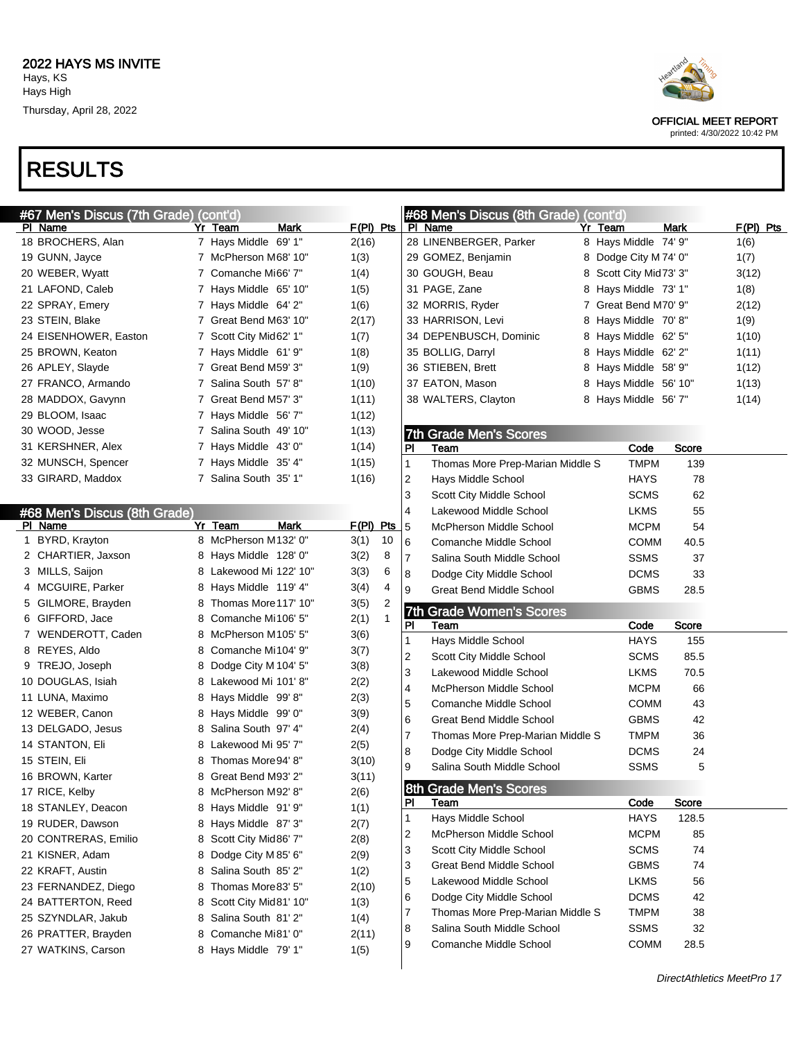# 2022 HAYS MS INVITE

Hays, KS
Hays High
Thursday, April 28, 2022

OFFICIAL MEET REPORT
printed: 4/30/2022 10:42 PM

# RESULTS

## #67 Men's Discus (7th Grade) (cont'd)

| Pl | Name | Yr | Team | Mark | F(Pl) | Pts |
|---|---|---|---|---|---|---|
| 18 | BROCHERS, Alan | 7 | Hays Middle | 69' 1" | 2(16) | |
| 19 | GUNN, Jayce | 7 | McPherson M | 68' 10" | 1(3) | |
| 20 | WEBER, Wyatt | 7 | Comanche Mi | 66' 7" | 1(4) | |
| 21 | LAFOND, Caleb | 7 | Hays Middle | 65' 10" | 1(5) | |
| 22 | SPRAY, Emery | 7 | Hays Middle | 64' 2" | 1(6) | |
| 23 | STEIN, Blake | 7 | Great Bend M | 63' 10" | 2(17) | |
| 24 | EISENHOWER, Easton | 7 | Scott City Mid | 62' 1" | 1(7) | |
| 25 | BROWN, Keaton | 7 | Hays Middle | 61' 9" | 1(8) | |
| 26 | APLEY, Slayde | 7 | Great Bend M | 59' 3" | 1(9) | |
| 27 | FRANCO, Armando | 7 | Salina South | 57' 8" | 1(10) | |
| 28 | MADDOX, Gavynn | 7 | Great Bend M | 57' 3" | 1(11) | |
| 29 | BLOOM, Isaac | 7 | Hays Middle | 56' 7" | 1(12) | |
| 30 | WOOD, Jesse | 7 | Salina South | 49' 10" | 1(13) | |
| 31 | KERSHNER, Alex | 7 | Hays Middle | 43' 0" | 1(14) | |
| 32 | MUNSCH, Spencer | 7 | Hays Middle | 35' 4" | 1(15) | |
| 33 | GIRARD, Maddox | 7 | Salina South | 35' 1" | 1(16) | |

## #68 Men's Discus (8th Grade)

| Pl | Name | Yr | Team | Mark | F(Pl) | Pts |
|---|---|---|---|---|---|---|
| 1 | BYRD, Krayton | 8 | McPherson M | 132' 0" | 3(1) | 10 |
| 2 | CHARTIER, Jaxson | 8 | Hays Middle | 128' 0" | 3(2) | 8 |
| 3 | MILLS, Saijon | 8 | Lakewood Mi | 122' 10" | 3(3) | 6 |
| 4 | MCGUIRE, Parker | 8 | Hays Middle | 119' 4" | 3(4) | 4 |
| 5 | GILMORE, Brayden | 8 | Thomas More | 117' 10" | 3(5) | 2 |
| 6 | GIFFORD, Jace | 8 | Comanche Mi | 106' 5" | 2(1) | 1 |
| 7 | WENDEROTT, Caden | 8 | McPherson M | 105' 5" | 3(6) | |
| 8 | REYES, Aldo | 8 | Comanche Mi | 104' 9" | 3(7) | |
| 9 | TREJO, Joseph | 8 | Dodge City M | 104' 5" | 3(8) | |
| 10 | DOUGLAS, Isiah | 8 | Lakewood Mi | 101' 8" | 2(2) | |
| 11 | LUNA, Maximo | 8 | Hays Middle | 99' 8" | 2(3) | |
| 12 | WEBER, Canon | 8 | Hays Middle | 99' 0" | 3(9) | |
| 13 | DELGADO, Jesus | 8 | Salina South | 97' 4" | 2(4) | |
| 14 | STANTON, Eli | 8 | Lakewood Mi | 95' 7" | 2(5) | |
| 15 | STEIN, Eli | 8 | Thomas More | 94' 8" | 3(10) | |
| 16 | BROWN, Karter | 8 | Great Bend M | 93' 2" | 3(11) | |
| 17 | RICE, Kelby | 8 | McPherson M | 92' 8" | 2(6) | |
| 18 | STANLEY, Deacon | 8 | Hays Middle | 91' 9" | 1(1) | |
| 19 | RUDER, Dawson | 8 | Hays Middle | 87' 3" | 2(7) | |
| 20 | CONTRERAS, Emilio | 8 | Scott City Mid | 86' 7" | 2(8) | |
| 21 | KISNER, Adam | 8 | Dodge City M | 85' 6" | 2(9) | |
| 22 | KRAFT, Austin | 8 | Salina South | 85' 2" | 1(2) | |
| 23 | FERNANDEZ, Diego | 8 | Thomas More | 83' 5" | 2(10) | |
| 24 | BATTERTON, Reed | 8 | Scott City Mid | 81' 10" | 1(3) | |
| 25 | SZYNDLAR, Jakub | 8 | Salina South | 81' 2" | 1(4) | |
| 26 | PRATTER, Brayden | 8 | Comanche Mi | 81' 0" | 2(11) | |
| 27 | WATKINS, Carson | 8 | Hays Middle | 79' 1" | 1(5) | |
| 28 | LINENBERGER, Parker | 8 | Hays Middle | 74' 9" | 1(6) | |
| 29 | GOMEZ, Benjamin | 8 | Dodge City M | 74' 0" | 1(7) | |
| 30 | GOUGH, Beau | 8 | Scott City Mid | 73' 3" | 3(12) | |
| 31 | PAGE, Zane | 8 | Hays Middle | 73' 1" | 1(8) | |
| 32 | MORRIS, Ryder | 7 | Great Bend M | 70' 9" | 2(12) | |
| 33 | HARRISON, Levi | 8 | Hays Middle | 70' 8" | 1(9) | |
| 34 | DEPENBUSCH, Dominic | 8 | Hays Middle | 62' 5" | 1(10) | |
| 35 | BOLLIG, Darryl | 8 | Hays Middle | 62' 2" | 1(11) | |
| 36 | STIEBEN, Brett | 8 | Hays Middle | 58' 9" | 1(12) | |
| 37 | EATON, Mason | 8 | Hays Middle | 56' 10" | 1(13) | |
| 38 | WALTERS, Clayton | 8 | Hays Middle | 56' 7" | 1(14) | |

## 7th Grade Men's Scores

| Pl | Team | Code | Score |
|---|---|---|---|
| 1 | Thomas More Prep-Marian Middle S | TMPM | 139 |
| 2 | Hays Middle School | HAYS | 78 |
| 3 | Scott City Middle School | SCMS | 62 |
| 4 | Lakewood Middle School | LKMS | 55 |
| 5 | McPherson Middle School | MCPM | 54 |
| 6 | Comanche Middle School | COMM | 40.5 |
| 7 | Salina South Middle School | SSMS | 37 |
| 8 | Dodge City Middle School | DCMS | 33 |
| 9 | Great Bend Middle School | GBMS | 28.5 |

## 7th Grade Women's Scores

| Pl | Team | Code | Score |
|---|---|---|---|
| 1 | Hays Middle School | HAYS | 155 |
| 2 | Scott City Middle School | SCMS | 85.5 |
| 3 | Lakewood Middle School | LKMS | 70.5 |
| 4 | McPherson Middle School | MCPM | 66 |
| 5 | Comanche Middle School | COMM | 43 |
| 6 | Great Bend Middle School | GBMS | 42 |
| 7 | Thomas More Prep-Marian Middle S | TMPM | 36 |
| 8 | Dodge City Middle School | DCMS | 24 |
| 9 | Salina South Middle School | SSMS | 5 |

## 8th Grade Men's Scores

| Pl | Team | Code | Score |
|---|---|---|---|
| 1 | Hays Middle School | HAYS | 128.5 |
| 2 | McPherson Middle School | MCPM | 85 |
| 3 | Scott City Middle School | SCMS | 74 |
| 3 | Great Bend Middle School | GBMS | 74 |
| 5 | Lakewood Middle School | LKMS | 56 |
| 6 | Dodge City Middle School | DCMS | 42 |
| 7 | Thomas More Prep-Marian Middle S | TMPM | 38 |
| 8 | Salina South Middle School | SSMS | 32 |
| 9 | Comanche Middle School | COMM | 28.5 |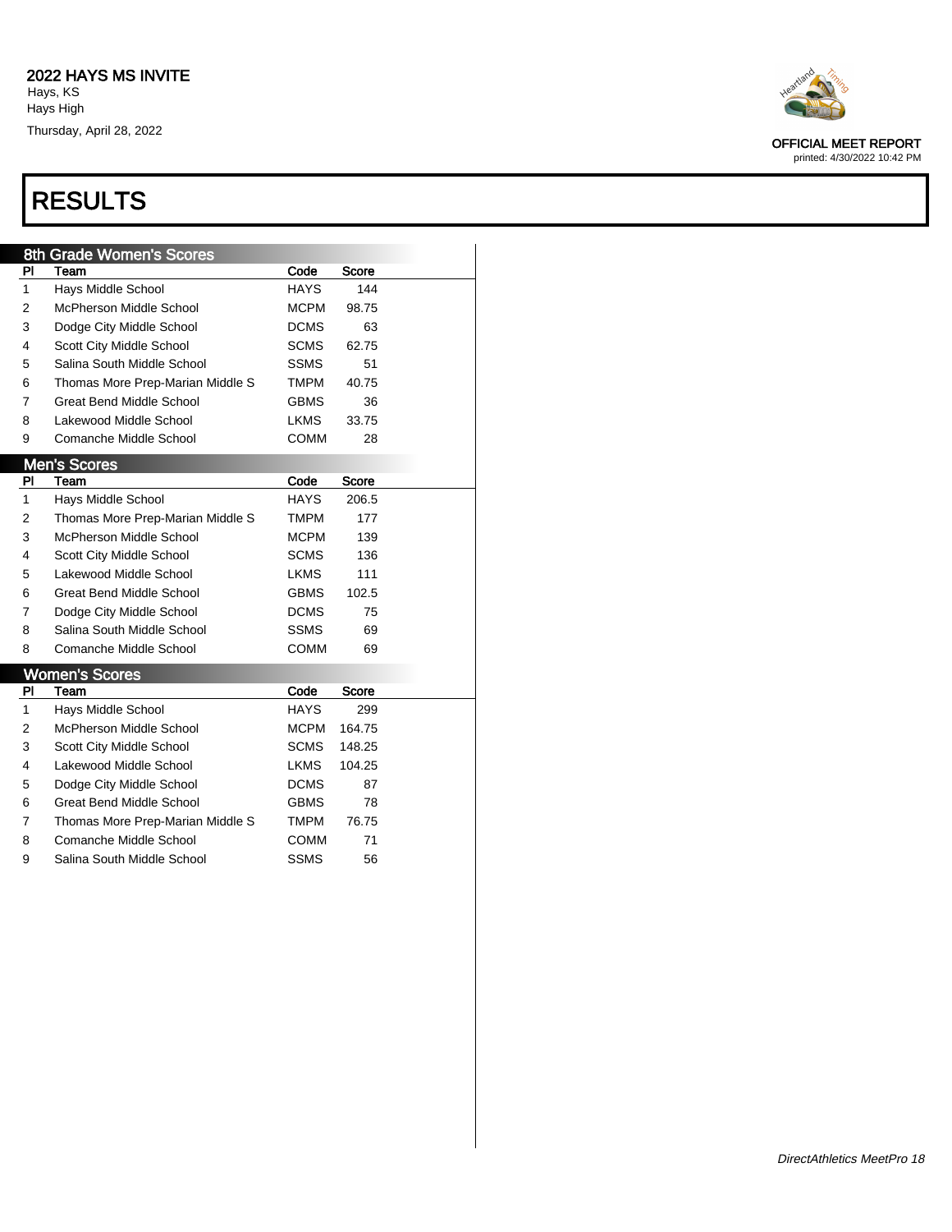2022 HAYS MS INVITE
Hays, KS
Hays High
Thursday, April 28, 2022

OFFICIAL MEET REPORT
printed: 4/30/2022 10:42 PM

# RESULTS

## 8th Grade Women's Scores

| Pl | Team | Code | Score |
|---|---|---|---|
| 1 | Hays Middle School | HAYS | 144 |
| 2 | McPherson Middle School | MCPM | 98.75 |
| 3 | Dodge City Middle School | DCMS | 63 |
| 4 | Scott City Middle School | SCMS | 62.75 |
| 5 | Salina South Middle School | SSMS | 51 |
| 6 | Thomas More Prep-Marian Middle S | TMPM | 40.75 |
| 7 | Great Bend Middle School | GBMS | 36 |
| 8 | Lakewood Middle School | LKMS | 33.75 |
| 9 | Comanche Middle School | COMM | 28 |

## Men's Scores

| Pl | Team | Code | Score |
|---|---|---|---|
| 1 | Hays Middle School | HAYS | 206.5 |
| 2 | Thomas More Prep-Marian Middle S | TMPM | 177 |
| 3 | McPherson Middle School | MCPM | 139 |
| 4 | Scott City Middle School | SCMS | 136 |
| 5 | Lakewood Middle School | LKMS | 111 |
| 6 | Great Bend Middle School | GBMS | 102.5 |
| 7 | Dodge City Middle School | DCMS | 75 |
| 8 | Salina South Middle School | SSMS | 69 |
| 8 | Comanche Middle School | COMM | 69 |

## Women's Scores

| Pl | Team | Code | Score |
|---|---|---|---|
| 1 | Hays Middle School | HAYS | 299 |
| 2 | McPherson Middle School | MCPM | 164.75 |
| 3 | Scott City Middle School | SCMS | 148.25 |
| 4 | Lakewood Middle School | LKMS | 104.25 |
| 5 | Dodge City Middle School | DCMS | 87 |
| 6 | Great Bend Middle School | GBMS | 78 |
| 7 | Thomas More Prep-Marian Middle S | TMPM | 76.75 |
| 8 | Comanche Middle School | COMM | 71 |
| 9 | Salina South Middle School | SSMS | 56 |

*DirectAthletics MeetPro 18*